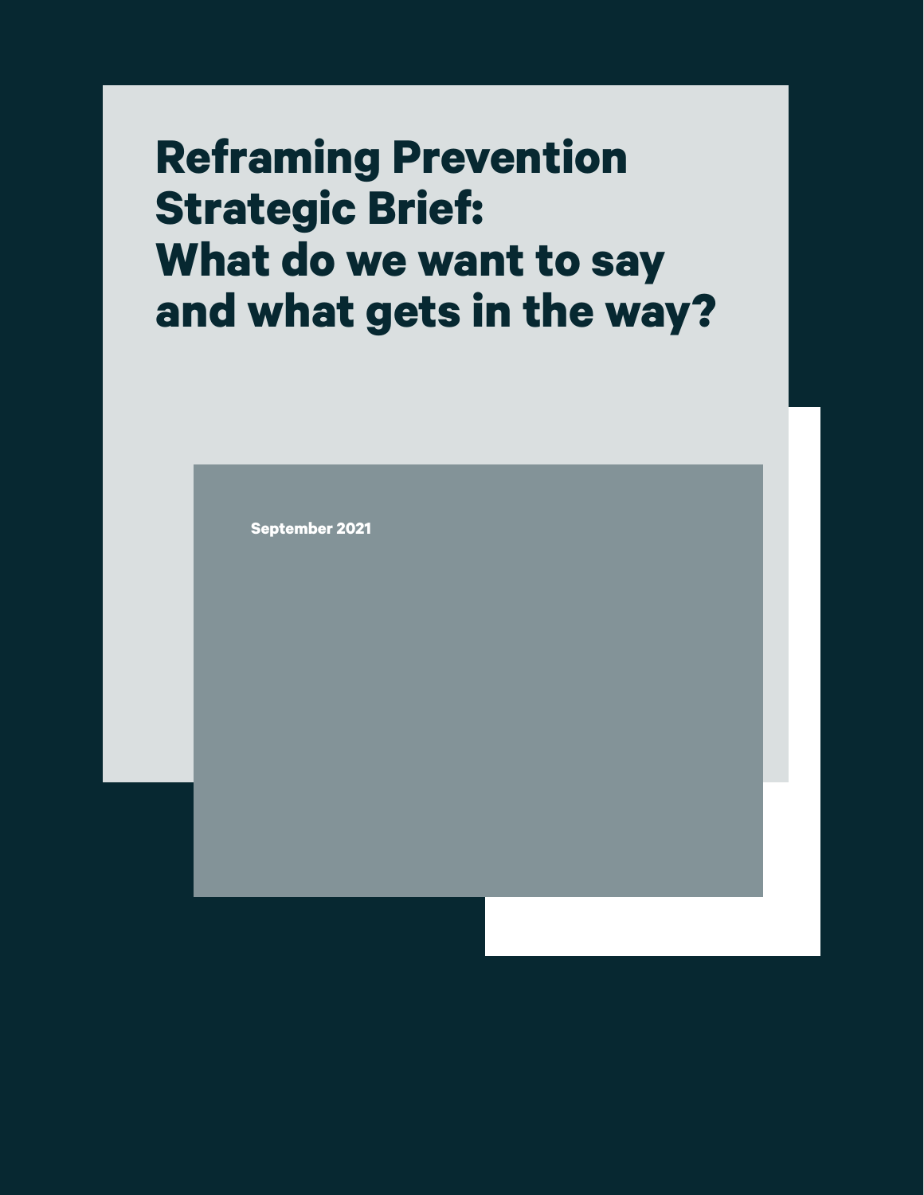# Reframing Prevention Strategic Brief: What do we want to say and what gets in the way?

**September 2021**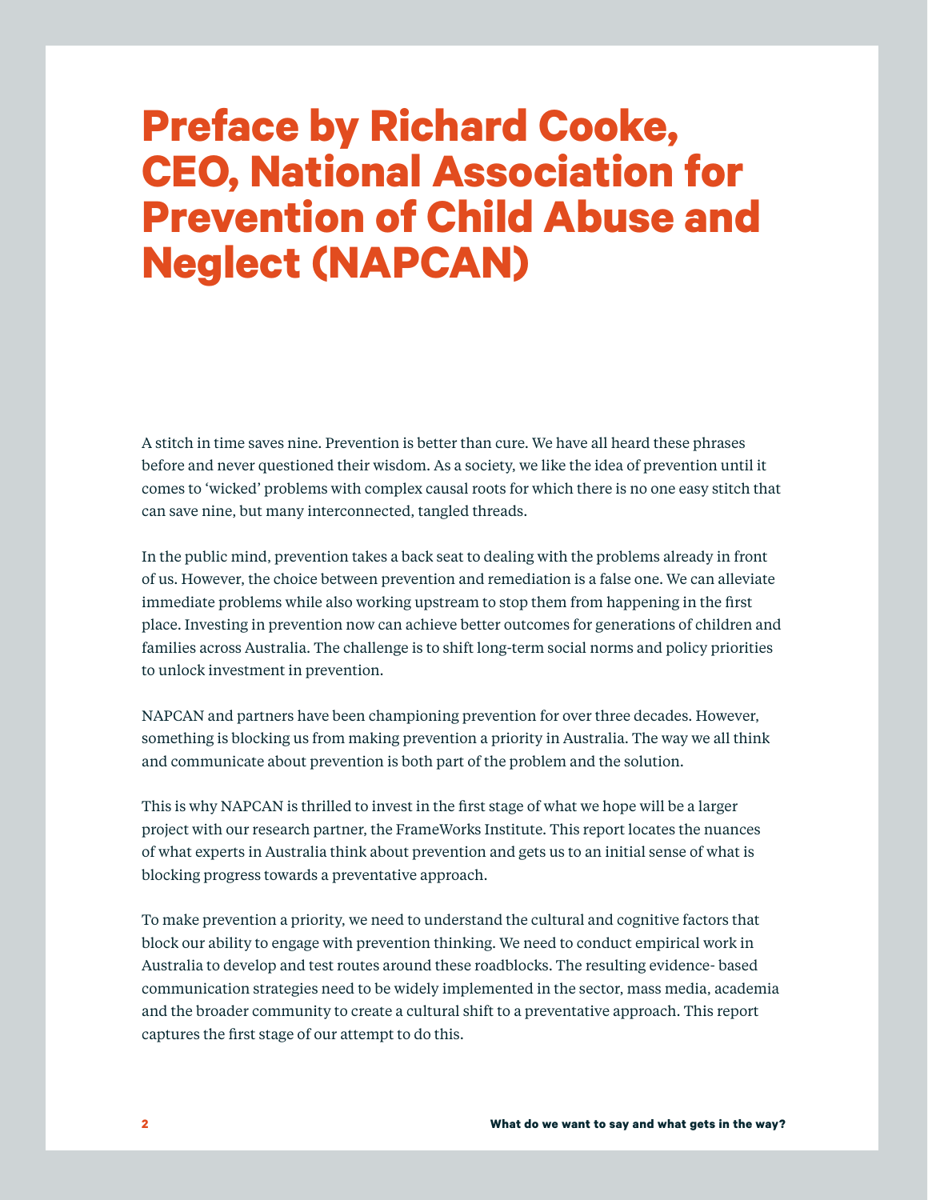# Preface by Richard Cooke, CEO, National Association for Prevention of Child Abuse and Neglect (NAPCAN)

A stitch in time saves nine. Prevention is better than cure. We have all heard these phrases before and never questioned their wisdom. As a society, we like the idea of prevention until it comes to 'wicked' problems with complex causal roots for which there is no one easy stitch that can save nine, but many interconnected, tangled threads.

In the public mind, prevention takes a back seat to dealing with the problems already in front of us. However, the choice between prevention and remediation is a false one. We can alleviate immediate problems while also working upstream to stop them from happening in the first place. Investing in prevention now can achieve better outcomes for generations of children and families across Australia. The challenge is to shift long-term social norms and policy priorities to unlock investment in prevention.

NAPCAN and partners have been championing prevention for over three decades. However, something is blocking us from making prevention a priority in Australia. The way we all think and communicate about prevention is both part of the problem and the solution.

This is why NAPCAN is thrilled to invest in the first stage of what we hope will be a larger project with our research partner, the FrameWorks Institute. This report locates the nuances of what experts in Australia think about prevention and gets us to an initial sense of what is blocking progress towards a preventative approach.

To make prevention a priority, we need to understand the cultural and cognitive factors that block our ability to engage with prevention thinking. We need to conduct empirical work in Australia to develop and test routes around these roadblocks. The resulting evidence- based communication strategies need to be widely implemented in the sector, mass media, academia and the broader community to create a cultural shift to a preventative approach. This report captures the first stage of our attempt to do this.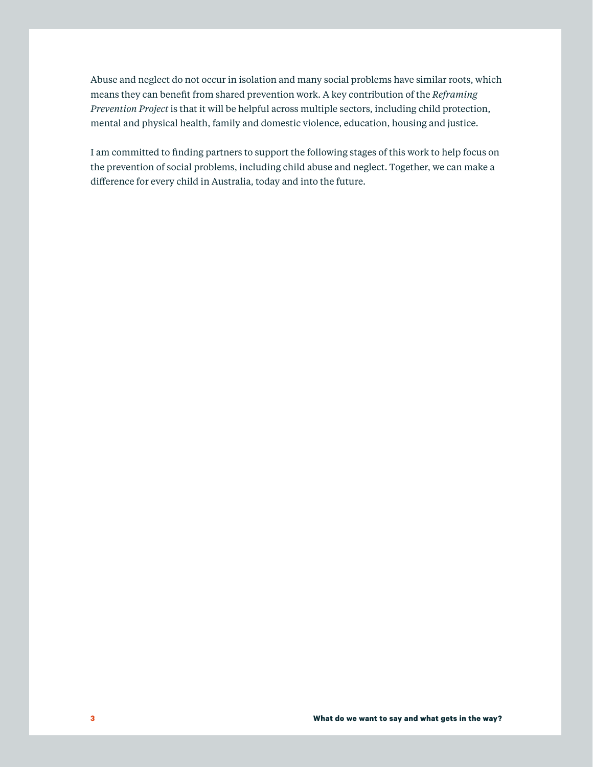Abuse and neglect do not occur in isolation and many social problems have similar roots, which means they can benefit from shared prevention work. A key contribution of the *Reframing Prevention Project* is that it will be helpful across multiple sectors, including child protection, mental and physical health, family and domestic violence, education, housing and justice.

I am committed to finding partners to support the following stages of this work to help focus on the prevention of social problems, including child abuse and neglect. Together, we can make a difference for every child in Australia, today and into the future.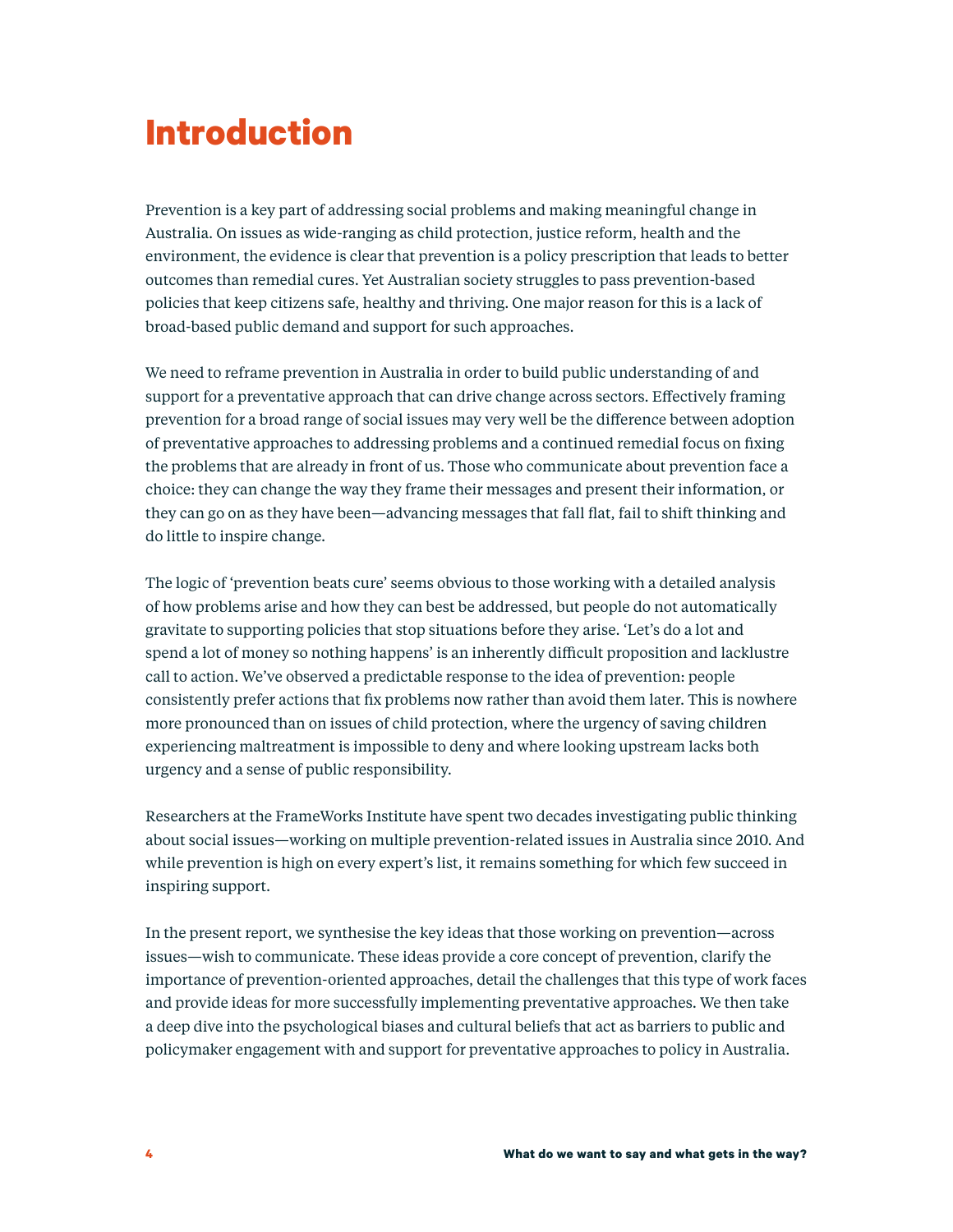# Introduction

Prevention is a key part of addressing social problems and making meaningful change in Australia. On issues as wide-ranging as child protection, justice reform, health and the environment, the evidence is clear that prevention is a policy prescription that leads to better outcomes than remedial cures. Yet Australian society struggles to pass prevention-based policies that keep citizens safe, healthy and thriving. One major reason for this is a lack of broad-based public demand and support for such approaches.

We need to reframe prevention in Australia in order to build public understanding of and support for a preventative approach that can drive change across sectors. Effectively framing prevention for a broad range of social issues may very well be the difference between adoption of preventative approaches to addressing problems and a continued remedial focus on fixing the problems that are already in front of us. Those who communicate about prevention face a choice: they can change the way they frame their messages and present their information, or they can go on as they have been—advancing messages that fall flat, fail to shift thinking and do little to inspire change.

The logic of 'prevention beats cure' seems obvious to those working with a detailed analysis of how problems arise and how they can best be addressed, but people do not automatically gravitate to supporting policies that stop situations before they arise. 'Let's do a lot and spend a lot of money so nothing happens' is an inherently difficult proposition and lacklustre call to action. We've observed a predictable response to the idea of prevention: people consistently prefer actions that fix problems now rather than avoid them later. This is nowhere more pronounced than on issues of child protection, where the urgency of saving children experiencing maltreatment is impossible to deny and where looking upstream lacks both urgency and a sense of public responsibility.

Researchers at the FrameWorks Institute have spent two decades investigating public thinking about social issues—working on multiple prevention-related issues in Australia since 2010. And while prevention is high on every expert's list, it remains something for which few succeed in inspiring support.

In the present report, we synthesise the key ideas that those working on prevention—across issues—wish to communicate. These ideas provide a core concept of prevention, clarify the importance of prevention-oriented approaches, detail the challenges that this type of work faces and provide ideas for more successfully implementing preventative approaches. We then take a deep dive into the psychological biases and cultural beliefs that act as barriers to public and policymaker engagement with and support for preventative approaches to policy in Australia.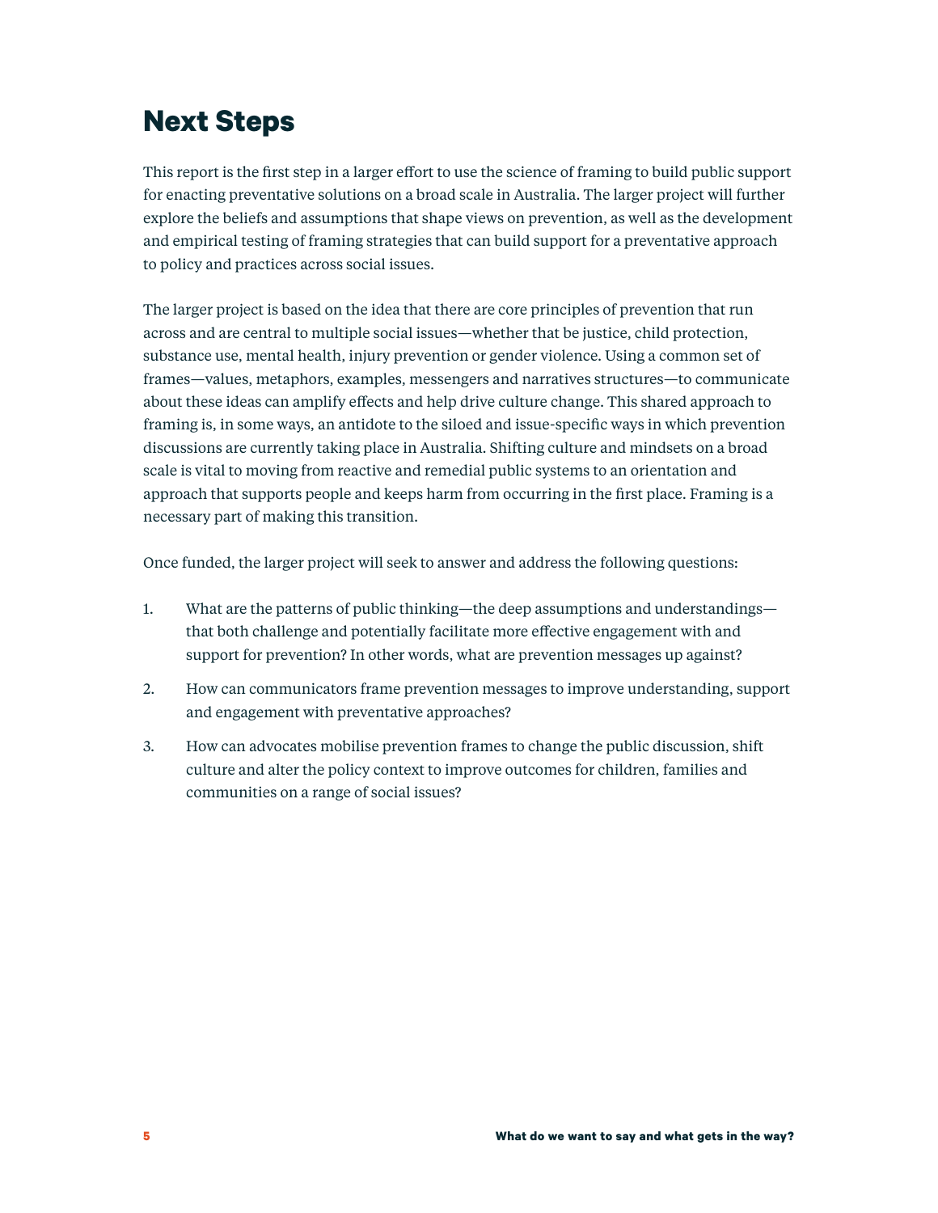# Next Steps

This report is the first step in a larger effort to use the science of framing to build public support for enacting preventative solutions on a broad scale in Australia. The larger project will further explore the beliefs and assumptions that shape views on prevention, as well as the development and empirical testing of framing strategies that can build support for a preventative approach to policy and practices across social issues.

The larger project is based on the idea that there are core principles of prevention that run across and are central to multiple social issues—whether that be justice, child protection, substance use, mental health, injury prevention or gender violence. Using a common set of frames—values, metaphors, examples, messengers and narratives structures—to communicate about these ideas can amplify effects and help drive culture change. This shared approach to framing is, in some ways, an antidote to the siloed and issue-specific ways in which prevention discussions are currently taking place in Australia. Shifting culture and mindsets on a broad scale is vital to moving from reactive and remedial public systems to an orientation and approach that supports people and keeps harm from occurring in the first place. Framing is a necessary part of making this transition.

Once funded, the larger project will seek to answer and address the following questions:

1. What are the patterns of public thinking—the deep assumptions and understandings—that both challenge and potentially facilitate more effective engagement with and support for prevention? In other words, what are prevention messages up against?
2. How can communicators frame prevention messages to improve understanding, support and engagement with preventative approaches?
3. How can advocates mobilise prevention frames to change the public discussion, shift culture and alter the policy context to improve outcomes for children, families and communities on a range of social issues?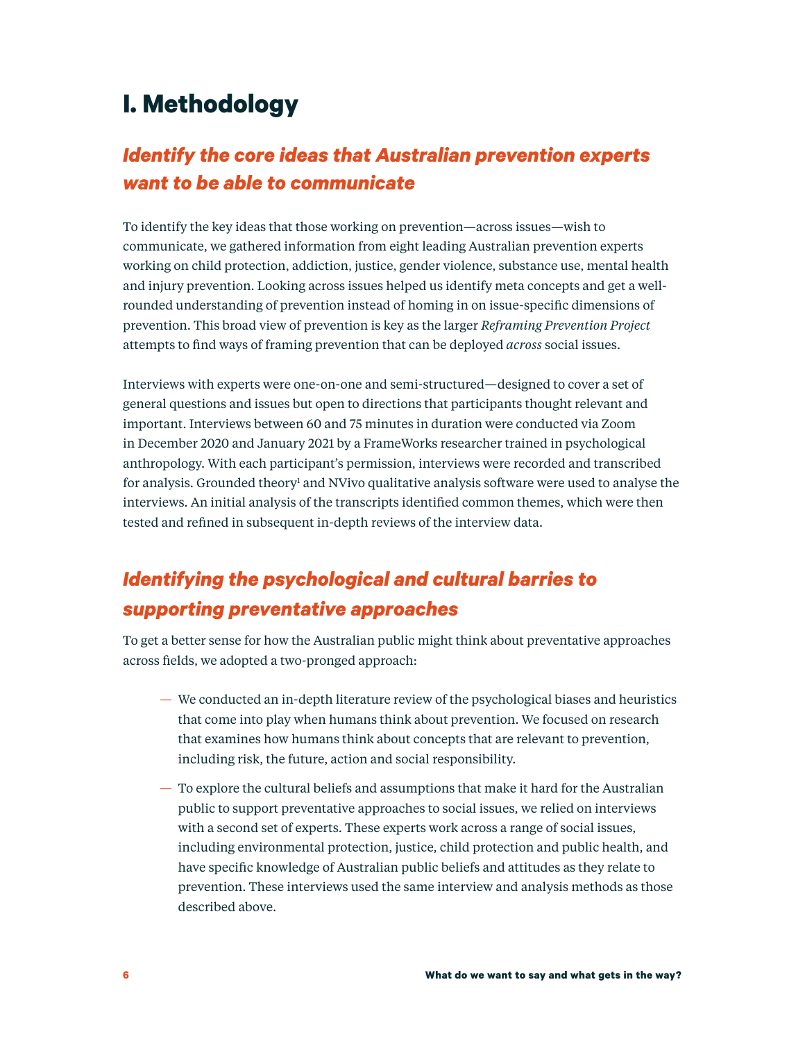# I. Methodology

## *Identify the core ideas that Australian prevention experts want to be able to communicate*

To identify the key ideas that those working on prevention—across issues—wish to communicate, we gathered information from eight leading Australian prevention experts working on child protection, addiction, justice, gender violence, substance use, mental health and injury prevention. Looking across issues helped us identify meta concepts and get a well-rounded understanding of prevention instead of homing in on issue-specific dimensions of prevention. This broad view of prevention is key as the larger *Reframing Prevention Project* attempts to find ways of framing prevention that can be deployed *across* social issues.

Interviews with experts were one-on-one and semi-structured—designed to cover a set of general questions and issues but open to directions that participants thought relevant and important. Interviews between 60 and 75 minutes in duration were conducted via Zoom in December 2020 and January 2021 by a FrameWorks researcher trained in psychological anthropology. With each participant's permission, interviews were recorded and transcribed for analysis. Grounded theory[1] and NVivo qualitative analysis software were used to analyse the interviews. An initial analysis of the transcripts identified common themes, which were then tested and refined in subsequent in-depth reviews of the interview data.

## *Identifying the psychological and cultural barries to supporting preventative approaches*

To get a better sense for how the Australian public might think about preventative approaches across fields, we adopted a two-pronged approach:

- We conducted an in-depth literature review of the psychological biases and heuristics that come into play when humans think about prevention. We focused on research that examines how humans think about concepts that are relevant to prevention, including risk, the future, action and social responsibility.
- To explore the cultural beliefs and assumptions that make it hard for the Australian public to support preventative approaches to social issues, we relied on interviews with a second set of experts. These experts work across a range of social issues, including environmental protection, justice, child protection and public health, and have specific knowledge of Australian public beliefs and attitudes as they relate to prevention. These interviews used the same interview and analysis methods as those described above.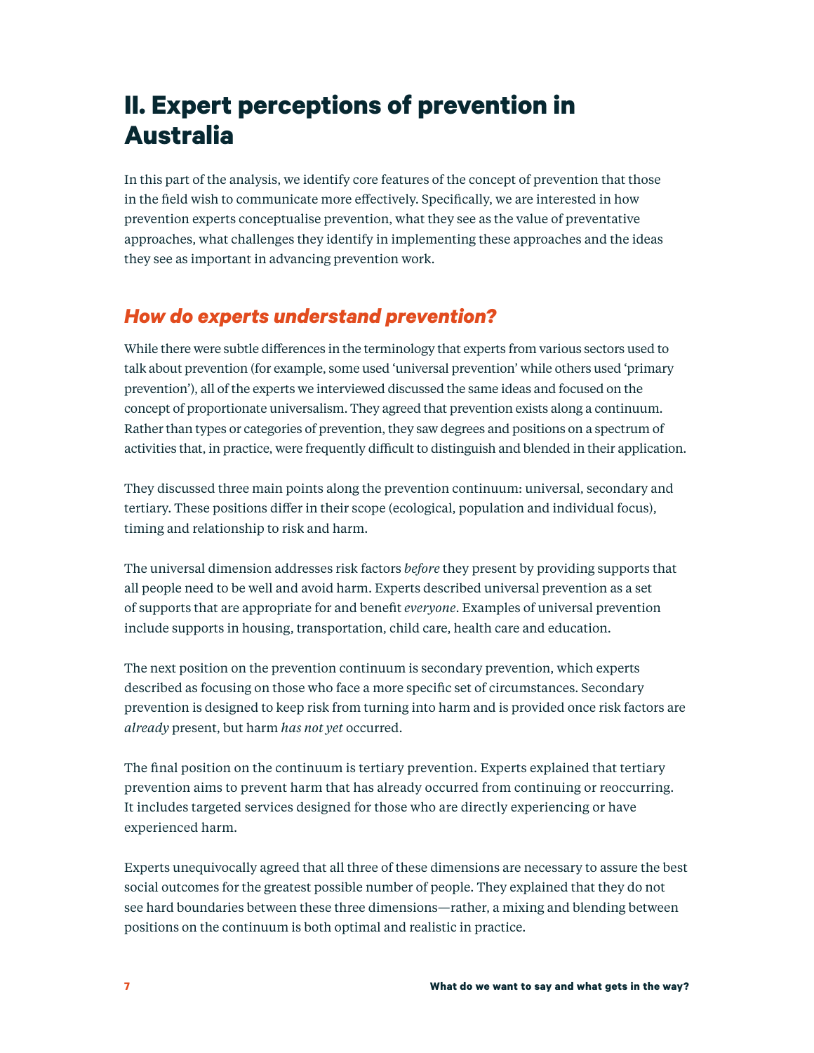# II. Expert perceptions of prevention in Australia

In this part of the analysis, we identify core features of the concept of prevention that those in the field wish to communicate more effectively. Specifically, we are interested in how prevention experts conceptualise prevention, what they see as the value of preventative approaches, what challenges they identify in implementing these approaches and the ideas they see as important in advancing prevention work.

## *How do experts understand prevention?*

While there were subtle differences in the terminology that experts from various sectors used to talk about prevention (for example, some used 'universal prevention' while others used 'primary prevention'), all of the experts we interviewed discussed the same ideas and focused on the concept of proportionate universalism. They agreed that prevention exists along a continuum. Rather than types or categories of prevention, they saw degrees and positions on a spectrum of activities that, in practice, were frequently difficult to distinguish and blended in their application.

They discussed three main points along the prevention continuum: universal, secondary and tertiary. These positions differ in their scope (ecological, population and individual focus), timing and relationship to risk and harm.

The universal dimension addresses risk factors *before* they present by providing supports that all people need to be well and avoid harm. Experts described universal prevention as a set of supports that are appropriate for and benefit *everyone*. Examples of universal prevention include supports in housing, transportation, child care, health care and education.

The next position on the prevention continuum is secondary prevention, which experts described as focusing on those who face a more specific set of circumstances. Secondary prevention is designed to keep risk from turning into harm and is provided once risk factors are *already* present, but harm *has not yet* occurred.

The final position on the continuum is tertiary prevention. Experts explained that tertiary prevention aims to prevent harm that has already occurred from continuing or reoccurring. It includes targeted services designed for those who are directly experiencing or have experienced harm.

Experts unequivocally agreed that all three of these dimensions are necessary to assure the best social outcomes for the greatest possible number of people. They explained that they do not see hard boundaries between these three dimensions—rather, a mixing and blending between positions on the continuum is both optimal and realistic in practice.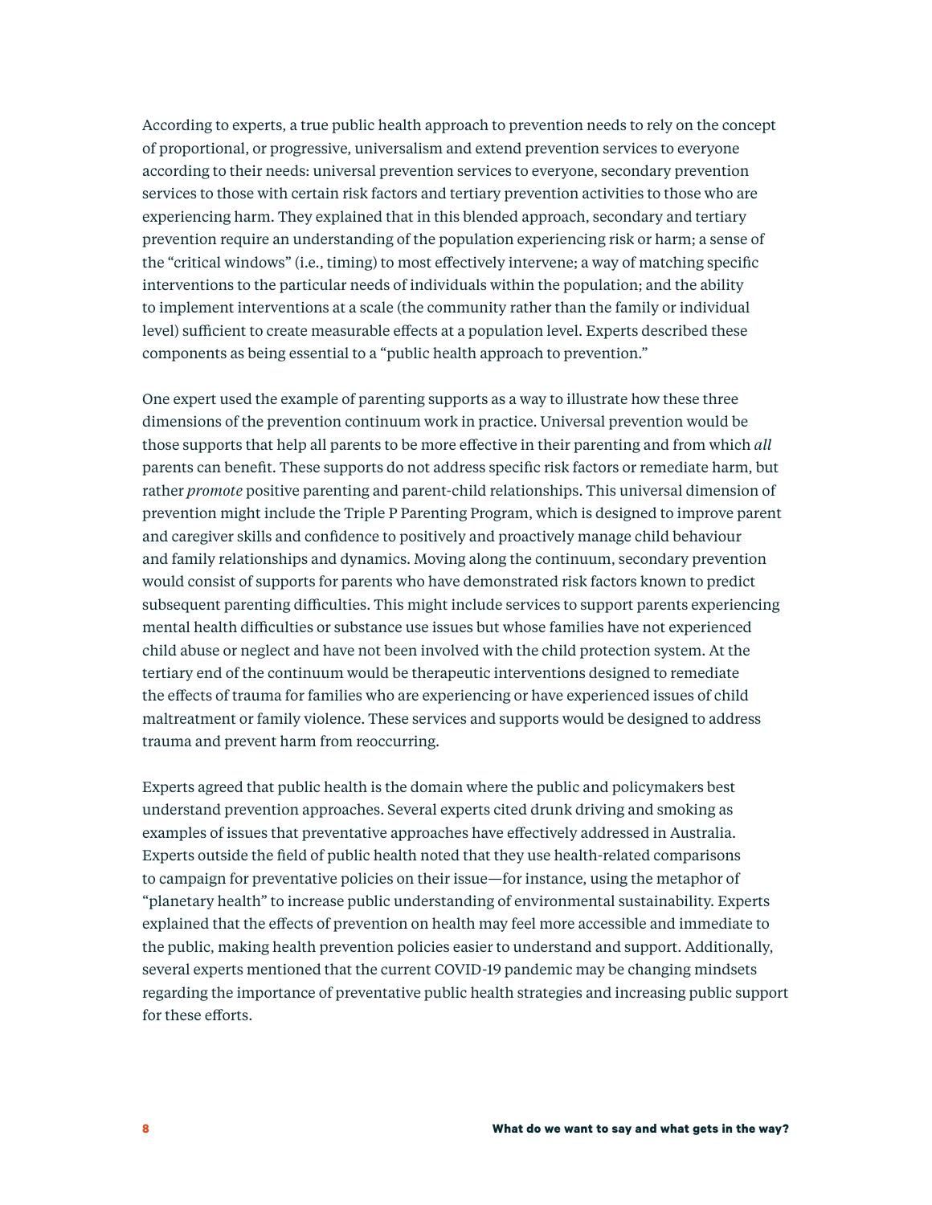According to experts, a true public health approach to prevention needs to rely on the concept of proportional, or progressive, universalism and extend prevention services to everyone according to their needs: universal prevention services to everyone, secondary prevention services to those with certain risk factors and tertiary prevention activities to those who are experiencing harm. They explained that in this blended approach, secondary and tertiary prevention require an understanding of the population experiencing risk or harm; a sense of the "critical windows" (i.e., timing) to most effectively intervene; a way of matching specific interventions to the particular needs of individuals within the population; and the ability to implement interventions at a scale (the community rather than the family or individual level) sufficient to create measurable effects at a population level. Experts described these components as being essential to a "public health approach to prevention."

One expert used the example of parenting supports as a way to illustrate how these three dimensions of the prevention continuum work in practice. Universal prevention would be those supports that help all parents to be more effective in their parenting and from which *all* parents can benefit. These supports do not address specific risk factors or remediate harm, but rather *promote* positive parenting and parent-child relationships. This universal dimension of prevention might include the Triple P Parenting Program, which is designed to improve parent and caregiver skills and confidence to positively and proactively manage child behaviour and family relationships and dynamics. Moving along the continuum, secondary prevention would consist of supports for parents who have demonstrated risk factors known to predict subsequent parenting difficulties. This might include services to support parents experiencing mental health difficulties or substance use issues but whose families have not experienced child abuse or neglect and have not been involved with the child protection system. At the tertiary end of the continuum would be therapeutic interventions designed to remediate the effects of trauma for families who are experiencing or have experienced issues of child maltreatment or family violence. These services and supports would be designed to address trauma and prevent harm from reoccurring.

Experts agreed that public health is the domain where the public and policymakers best understand prevention approaches. Several experts cited drunk driving and smoking as examples of issues that preventative approaches have effectively addressed in Australia. Experts outside the field of public health noted that they use health-related comparisons to campaign for preventative policies on their issue—for instance, using the metaphor of "planetary health" to increase public understanding of environmental sustainability. Experts explained that the effects of prevention on health may feel more accessible and immediate to the public, making health prevention policies easier to understand and support. Additionally, several experts mentioned that the current COVID-19 pandemic may be changing mindsets regarding the importance of preventative public health strategies and increasing public support for these efforts.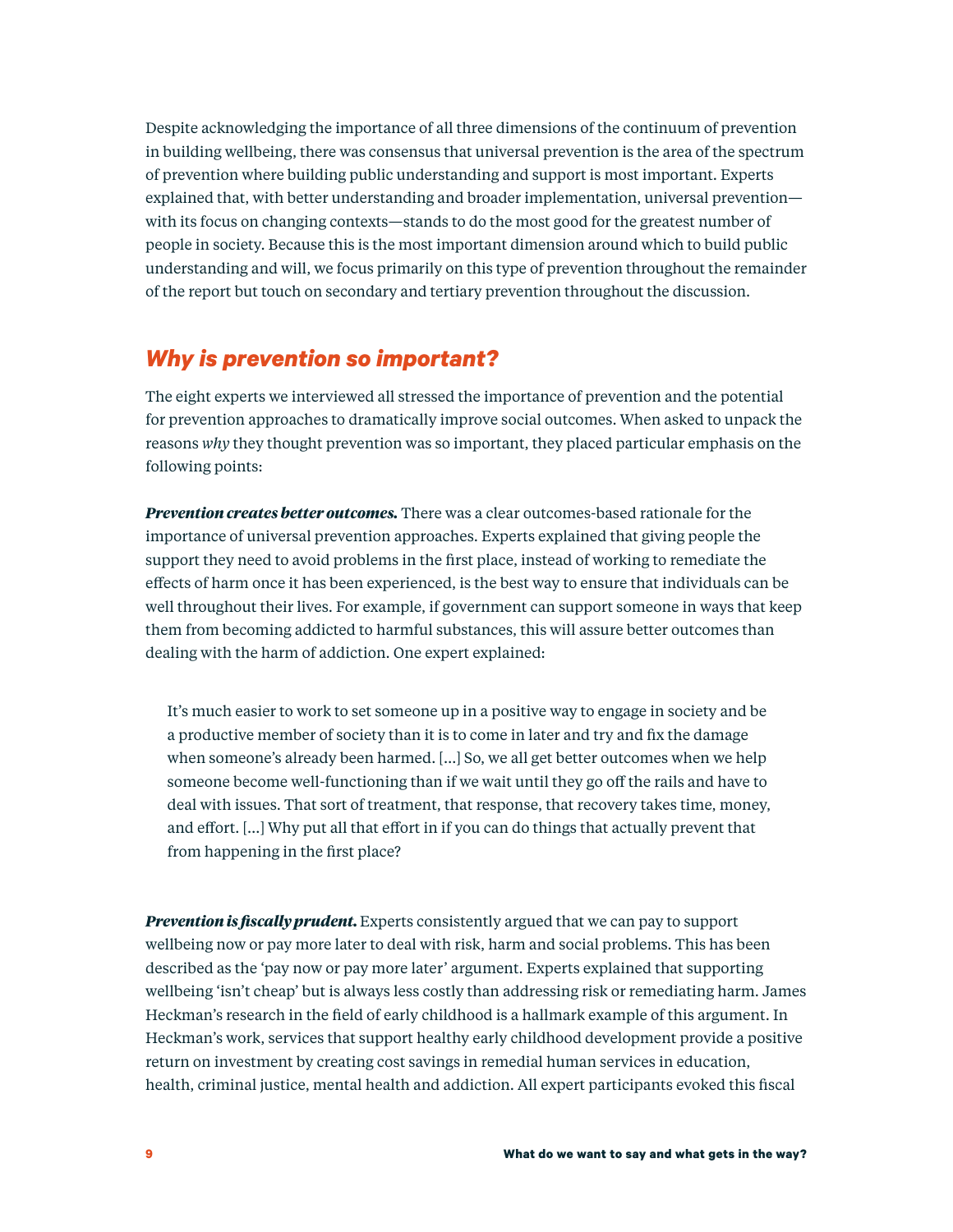Despite acknowledging the importance of all three dimensions of the continuum of prevention in building wellbeing, there was consensus that universal prevention is the area of the spectrum of prevention where building public understanding and support is most important. Experts explained that, with better understanding and broader implementation, universal prevention—with its focus on changing contexts—stands to do the most good for the greatest number of people in society. Because this is the most important dimension around which to build public understanding and will, we focus primarily on this type of prevention throughout the remainder of the report but touch on secondary and tertiary prevention throughout the discussion.

## *Why is prevention so important?*

The eight experts we interviewed all stressed the importance of prevention and the potential for prevention approaches to dramatically improve social outcomes. When asked to unpack the reasons *why* they thought prevention was so important, they placed particular emphasis on the following points:

***Prevention creates better outcomes.*** There was a clear outcomes-based rationale for the importance of universal prevention approaches. Experts explained that giving people the support they need to avoid problems in the first place, instead of working to remediate the effects of harm once it has been experienced, is the best way to ensure that individuals can be well throughout their lives. For example, if government can support someone in ways that keep them from becoming addicted to harmful substances, this will assure better outcomes than dealing with the harm of addiction. One expert explained:

> It's much easier to work to set someone up in a positive way to engage in society and be a productive member of society than it is to come in later and try and fix the damage when someone's already been harmed. [...] So, we all get better outcomes when we help someone become well-functioning than if we wait until they go off the rails and have to deal with issues. That sort of treatment, that response, that recovery takes time, money, and effort. [...] Why put all that effort in if you can do things that actually prevent that from happening in the first place?

***Prevention is fiscally prudent.*** Experts consistently argued that we can pay to support wellbeing now or pay more later to deal with risk, harm and social problems. This has been described as the 'pay now or pay more later' argument. Experts explained that supporting wellbeing 'isn't cheap' but is always less costly than addressing risk or remediating harm. James Heckman's research in the field of early childhood is a hallmark example of this argument. In Heckman's work, services that support healthy early childhood development provide a positive return on investment by creating cost savings in remedial human services in education, health, criminal justice, mental health and addiction. All expert participants evoked this fiscal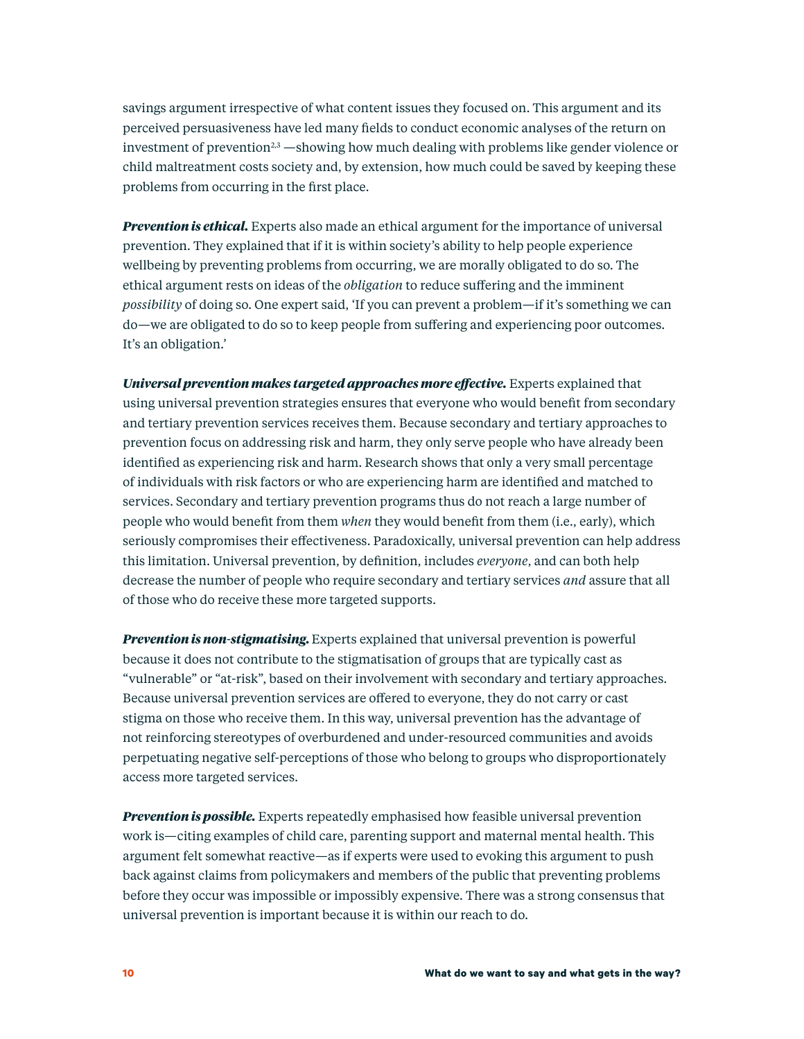savings argument irrespective of what content issues they focused on. This argument and its perceived persuasiveness have led many fields to conduct economic analyses of the return on investment of prevention[2,3] —showing how much dealing with problems like gender violence or child maltreatment costs society and, by extension, how much could be saved by keeping these problems from occurring in the first place.

***Prevention is ethical.*** Experts also made an ethical argument for the importance of universal prevention. They explained that if it is within society's ability to help people experience wellbeing by preventing problems from occurring, we are morally obligated to do so. The ethical argument rests on ideas of the *obligation* to reduce suffering and the imminent *possibility* of doing so. One expert said, 'If you can prevent a problem—if it's something we can do—we are obligated to do so to keep people from suffering and experiencing poor outcomes. It's an obligation.'

***Universal prevention makes targeted approaches more effective.*** Experts explained that using universal prevention strategies ensures that everyone who would benefit from secondary and tertiary prevention services receives them. Because secondary and tertiary approaches to prevention focus on addressing risk and harm, they only serve people who have already been identified as experiencing risk and harm. Research shows that only a very small percentage of individuals with risk factors or who are experiencing harm are identified and matched to services. Secondary and tertiary prevention programs thus do not reach a large number of people who would benefit from them *when* they would benefit from them (i.e., early), which seriously compromises their effectiveness. Paradoxically, universal prevention can help address this limitation. Universal prevention, by definition, includes *everyone*, and can both help decrease the number of people who require secondary and tertiary services *and* assure that all of those who do receive these more targeted supports.

***Prevention is non-stigmatising.*** Experts explained that universal prevention is powerful because it does not contribute to the stigmatisation of groups that are typically cast as "vulnerable" or "at-risk", based on their involvement with secondary and tertiary approaches. Because universal prevention services are offered to everyone, they do not carry or cast stigma on those who receive them. In this way, universal prevention has the advantage of not reinforcing stereotypes of overburdened and under-resourced communities and avoids perpetuating negative self-perceptions of those who belong to groups who disproportionately access more targeted services.

***Prevention is possible.*** Experts repeatedly emphasised how feasible universal prevention work is—citing examples of child care, parenting support and maternal mental health. This argument felt somewhat reactive—as if experts were used to evoking this argument to push back against claims from policymakers and members of the public that preventing problems before they occur was impossible or impossibly expensive. There was a strong consensus that universal prevention is important because it is within our reach to do.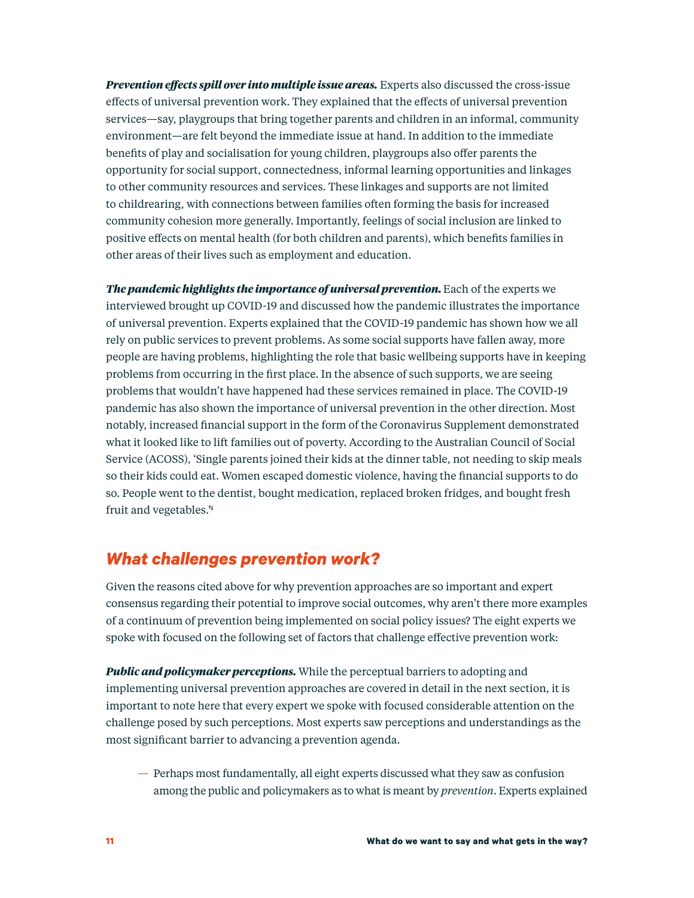***Prevention effects spill over into multiple issue areas.*** Experts also discussed the cross-issue effects of universal prevention work. They explained that the effects of universal prevention services—say, playgroups that bring together parents and children in an informal, community environment—are felt beyond the immediate issue at hand. In addition to the immediate benefits of play and socialisation for young children, playgroups also offer parents the opportunity for social support, connectedness, informal learning opportunities and linkages to other community resources and services. These linkages and supports are not limited to childrearing, with connections between families often forming the basis for increased community cohesion more generally. Importantly, feelings of social inclusion are linked to positive effects on mental health (for both children and parents), which benefits families in other areas of their lives such as employment and education.

***The pandemic highlights the importance of universal prevention.*** Each of the experts we interviewed brought up COVID-19 and discussed how the pandemic illustrates the importance of universal prevention. Experts explained that the COVID-19 pandemic has shown how we all rely on public services to prevent problems. As some social supports have fallen away, more people are having problems, highlighting the role that basic wellbeing supports have in keeping problems from occurring in the first place. In the absence of such supports, we are seeing problems that wouldn't have happened had these services remained in place. The COVID-19 pandemic has also shown the importance of universal prevention in the other direction. Most notably, increased financial support in the form of the Coronavirus Supplement demonstrated what it looked like to lift families out of poverty. According to the Australian Council of Social Service (ACOSS), 'Single parents joined their kids at the dinner table, not needing to skip meals so their kids could eat. Women escaped domestic violence, having the financial supports to do so. People went to the dentist, bought medication, replaced broken fridges, and bought fresh fruit and vegetables.'[4]

## *What challenges prevention work?*

Given the reasons cited above for why prevention approaches are so important and expert consensus regarding their potential to improve social outcomes, why aren't there more examples of a continuum of prevention being implemented on social policy issues? The eight experts we spoke with focused on the following set of factors that challenge effective prevention work:

***Public and policymaker perceptions.*** While the perceptual barriers to adopting and implementing universal prevention approaches are covered in detail in the next section, it is important to note here that every expert we spoke with focused considerable attention on the challenge posed by such perceptions. Most experts saw perceptions and understandings as the most significant barrier to advancing a prevention agenda.

- Perhaps most fundamentally, all eight experts discussed what they saw as confusion among the public and policymakers as to what is meant by *prevention*. Experts explained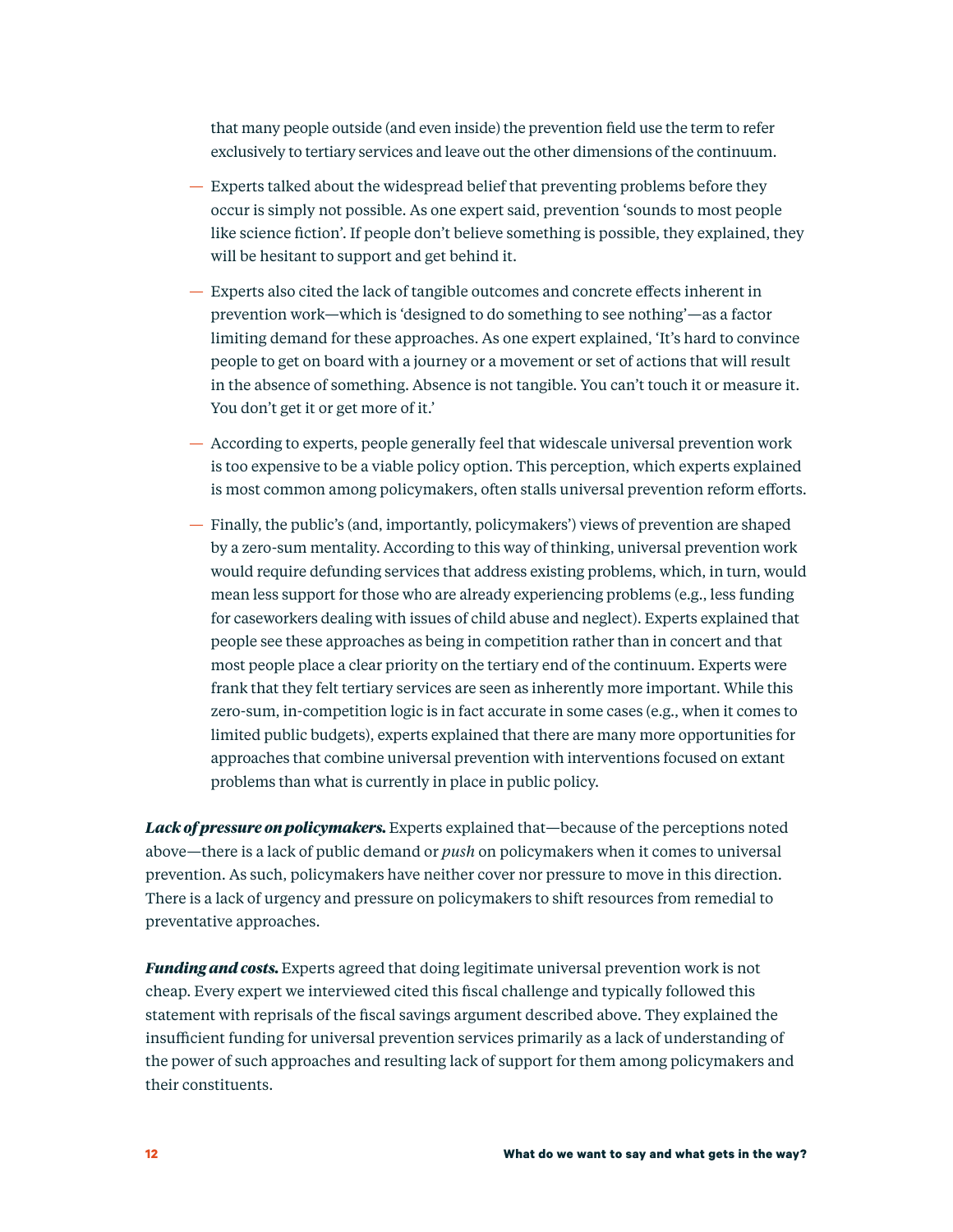that many people outside (and even inside) the prevention field use the term to refer exclusively to tertiary services and leave out the other dimensions of the continuum.

- Experts talked about the widespread belief that preventing problems before they occur is simply not possible. As one expert said, prevention 'sounds to most people like science fiction'. If people don't believe something is possible, they explained, they will be hesitant to support and get behind it.

- Experts also cited the lack of tangible outcomes and concrete effects inherent in prevention work—which is 'designed to do something to see nothing'—as a factor limiting demand for these approaches. As one expert explained, 'It's hard to convince people to get on board with a journey or a movement or set of actions that will result in the absence of something. Absence is not tangible. You can't touch it or measure it. You don't get it or get more of it.'

- According to experts, people generally feel that widescale universal prevention work is too expensive to be a viable policy option. This perception, which experts explained is most common among policymakers, often stalls universal prevention reform efforts.

- Finally, the public's (and, importantly, policymakers') views of prevention are shaped by a zero-sum mentality. According to this way of thinking, universal prevention work would require defunding services that address existing problems, which, in turn, would mean less support for those who are already experiencing problems (e.g., less funding for caseworkers dealing with issues of child abuse and neglect). Experts explained that people see these approaches as being in competition rather than in concert and that most people place a clear priority on the tertiary end of the continuum. Experts were frank that they felt tertiary services are seen as inherently more important. While this zero-sum, in-competition logic is in fact accurate in some cases (e.g., when it comes to limited public budgets), experts explained that there are many more opportunities for approaches that combine universal prevention with interventions focused on extant problems than what is currently in place in public policy.

***Lack of pressure on policymakers.*** Experts explained that—because of the perceptions noted above—there is a lack of public demand or *push* on policymakers when it comes to universal prevention. As such, policymakers have neither cover nor pressure to move in this direction. There is a lack of urgency and pressure on policymakers to shift resources from remedial to preventative approaches.

***Funding and costs.*** Experts agreed that doing legitimate universal prevention work is not cheap. Every expert we interviewed cited this fiscal challenge and typically followed this statement with reprisals of the fiscal savings argument described above. They explained the insufficient funding for universal prevention services primarily as a lack of understanding of the power of such approaches and resulting lack of support for them among policymakers and their constituents.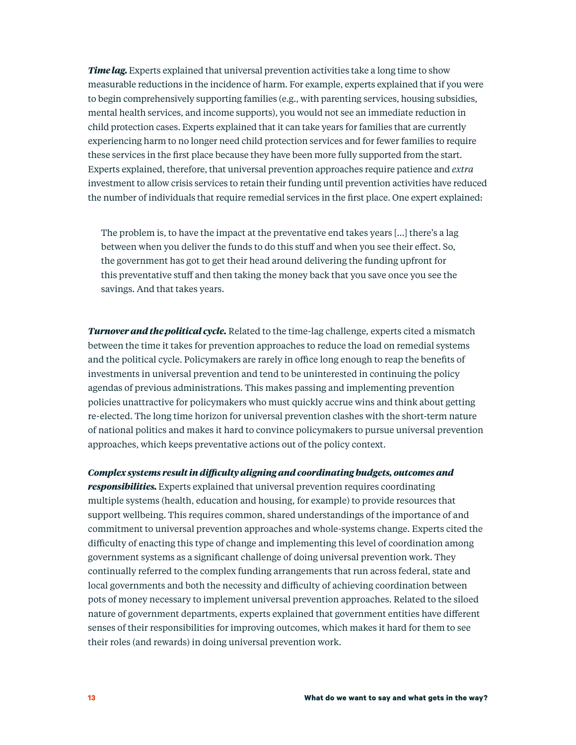***Time lag.*** Experts explained that universal prevention activities take a long time to show measurable reductions in the incidence of harm. For example, experts explained that if you were to begin comprehensively supporting families (e.g., with parenting services, housing subsidies, mental health services, and income supports), you would not see an immediate reduction in child protection cases. Experts explained that it can take years for families that are currently experiencing harm to no longer need child protection services and for fewer families to require these services in the first place because they have been more fully supported from the start. Experts explained, therefore, that universal prevention approaches require patience and *extra* investment to allow crisis services to retain their funding until prevention activities have reduced the number of individuals that require remedial services in the first place. One expert explained:

> The problem is, to have the impact at the preventative end takes years […] there's a lag between when you deliver the funds to do this stuff and when you see their effect. So, the government has got to get their head around delivering the funding upfront for this preventative stuff and then taking the money back that you save once you see the savings. And that takes years.

***Turnover and the political cycle.*** Related to the time-lag challenge, experts cited a mismatch between the time it takes for prevention approaches to reduce the load on remedial systems and the political cycle. Policymakers are rarely in office long enough to reap the benefits of investments in universal prevention and tend to be uninterested in continuing the policy agendas of previous administrations. This makes passing and implementing prevention policies unattractive for policymakers who must quickly accrue wins and think about getting re-elected. The long time horizon for universal prevention clashes with the short-term nature of national politics and makes it hard to convince policymakers to pursue universal prevention approaches, which keeps preventative actions out of the policy context.

***Complex systems result in difficulty aligning and coordinating budgets, outcomes and responsibilities.*** Experts explained that universal prevention requires coordinating multiple systems (health, education and housing, for example) to provide resources that support wellbeing. This requires common, shared understandings of the importance of and commitment to universal prevention approaches and whole-systems change. Experts cited the difficulty of enacting this type of change and implementing this level of coordination among government systems as a significant challenge of doing universal prevention work. They continually referred to the complex funding arrangements that run across federal, state and local governments and both the necessity and difficulty of achieving coordination between pots of money necessary to implement universal prevention approaches. Related to the siloed nature of government departments, experts explained that government entities have different senses of their responsibilities for improving outcomes, which makes it hard for them to see their roles (and rewards) in doing universal prevention work.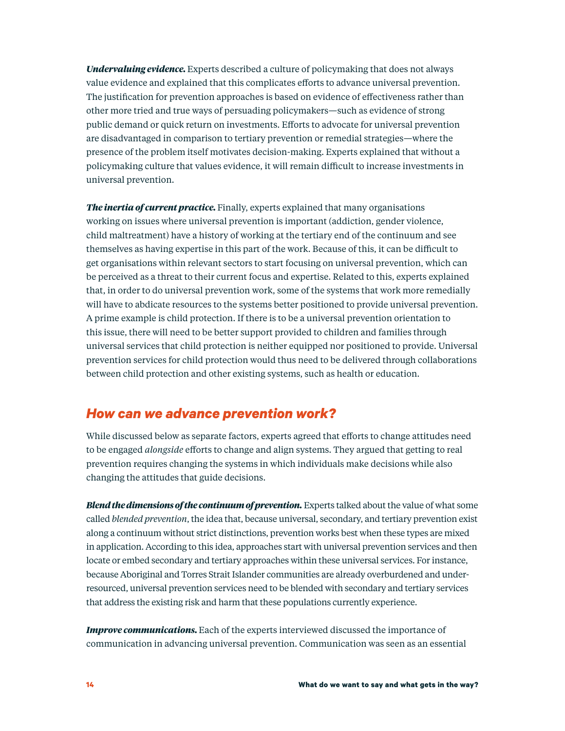***Undervaluing evidence.*** Experts described a culture of policymaking that does not always value evidence and explained that this complicates efforts to advance universal prevention. The justification for prevention approaches is based on evidence of effectiveness rather than other more tried and true ways of persuading policymakers—such as evidence of strong public demand or quick return on investments. Efforts to advocate for universal prevention are disadvantaged in comparison to tertiary prevention or remedial strategies—where the presence of the problem itself motivates decision-making. Experts explained that without a policymaking culture that values evidence, it will remain difficult to increase investments in universal prevention.

***The inertia of current practice.*** Finally, experts explained that many organisations working on issues where universal prevention is important (addiction, gender violence, child maltreatment) have a history of working at the tertiary end of the continuum and see themselves as having expertise in this part of the work. Because of this, it can be difficult to get organisations within relevant sectors to start focusing on universal prevention, which can be perceived as a threat to their current focus and expertise. Related to this, experts explained that, in order to do universal prevention work, some of the systems that work more remedially will have to abdicate resources to the systems better positioned to provide universal prevention. A prime example is child protection. If there is to be a universal prevention orientation to this issue, there will need to be better support provided to children and families through universal services that child protection is neither equipped nor positioned to provide. Universal prevention services for child protection would thus need to be delivered through collaborations between child protection and other existing systems, such as health or education.

## *How can we advance prevention work?*

While discussed below as separate factors, experts agreed that efforts to change attitudes need to be engaged *alongside* efforts to change and align systems. They argued that getting to real prevention requires changing the systems in which individuals make decisions while also changing the attitudes that guide decisions.

***Blend the dimensions of the continuum of prevention.*** Experts talked about the value of what some called *blended prevention*, the idea that, because universal, secondary, and tertiary prevention exist along a continuum without strict distinctions, prevention works best when these types are mixed in application. According to this idea, approaches start with universal prevention services and then locate or embed secondary and tertiary approaches within these universal services. For instance, because Aboriginal and Torres Strait Islander communities are already overburdened and under-resourced, universal prevention services need to be blended with secondary and tertiary services that address the existing risk and harm that these populations currently experience.

***Improve communications.*** Each of the experts interviewed discussed the importance of communication in advancing universal prevention. Communication was seen as an essential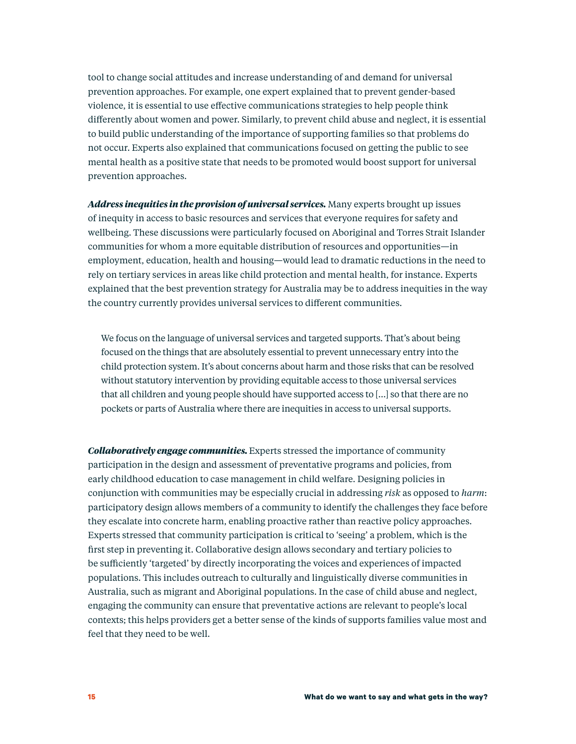tool to change social attitudes and increase understanding of and demand for universal prevention approaches. For example, one expert explained that to prevent gender-based violence, it is essential to use effective communications strategies to help people think differently about women and power. Similarly, to prevent child abuse and neglect, it is essential to build public understanding of the importance of supporting families so that problems do not occur. Experts also explained that communications focused on getting the public to see mental health as a positive state that needs to be promoted would boost support for universal prevention approaches.

***Address inequities in the provision of universal services.*** Many experts brought up issues of inequity in access to basic resources and services that everyone requires for safety and wellbeing. These discussions were particularly focused on Aboriginal and Torres Strait Islander communities for whom a more equitable distribution of resources and opportunities—in employment, education, health and housing—would lead to dramatic reductions in the need to rely on tertiary services in areas like child protection and mental health, for instance. Experts explained that the best prevention strategy for Australia may be to address inequities in the way the country currently provides universal services to different communities.

> We focus on the language of universal services and targeted supports. That's about being focused on the things that are absolutely essential to prevent unnecessary entry into the child protection system. It's about concerns about harm and those risks that can be resolved without statutory intervention by providing equitable access to those universal services that all children and young people should have supported access to [...] so that there are no pockets or parts of Australia where there are inequities in access to universal supports.

***Collaboratively engage communities.*** Experts stressed the importance of community participation in the design and assessment of preventative programs and policies, from early childhood education to case management in child welfare. Designing policies in conjunction with communities may be especially crucial in addressing *risk* as opposed to *harm*: participatory design allows members of a community to identify the challenges they face before they escalate into concrete harm, enabling proactive rather than reactive policy approaches. Experts stressed that community participation is critical to 'seeing' a problem, which is the first step in preventing it. Collaborative design allows secondary and tertiary policies to be sufficiently 'targeted' by directly incorporating the voices and experiences of impacted populations. This includes outreach to culturally and linguistically diverse communities in Australia, such as migrant and Aboriginal populations. In the case of child abuse and neglect, engaging the community can ensure that preventative actions are relevant to people's local contexts; this helps providers get a better sense of the kinds of supports families value most and feel that they need to be well.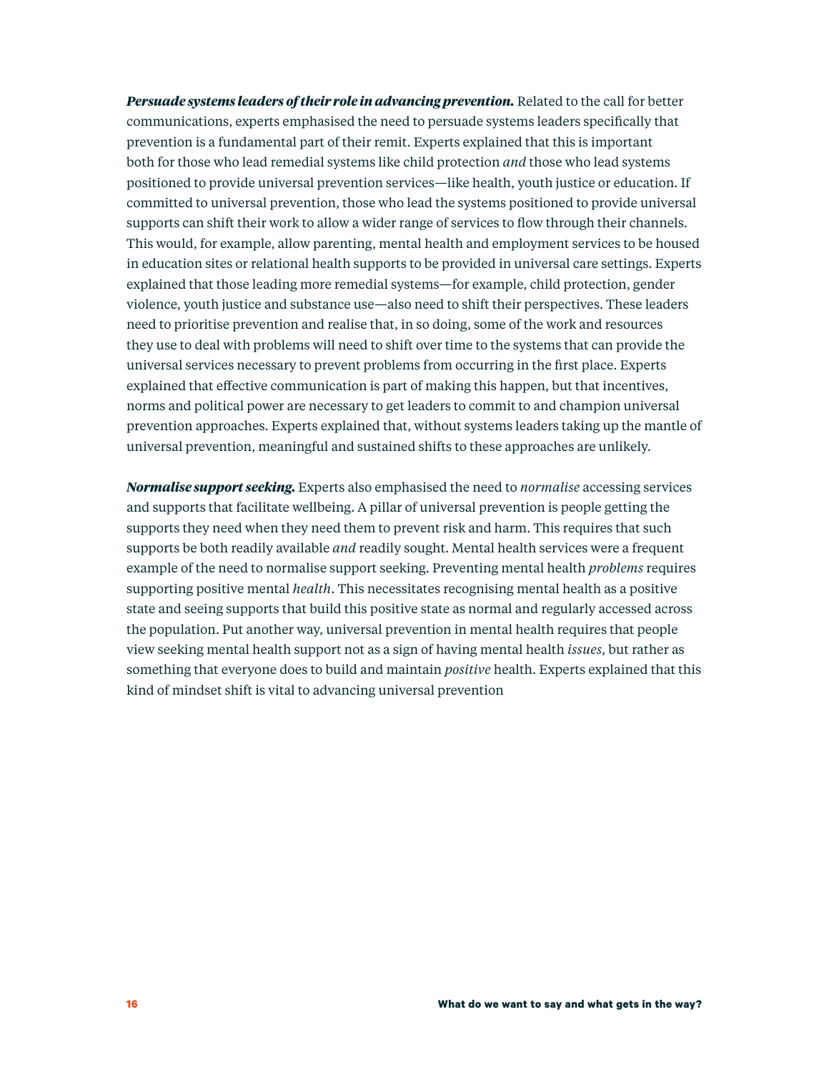***Persuade systems leaders of their role in advancing prevention.*** Related to the call for better communications, experts emphasised the need to persuade systems leaders specifically that prevention is a fundamental part of their remit. Experts explained that this is important both for those who lead remedial systems like child protection *and* those who lead systems positioned to provide universal prevention services—like health, youth justice or education. If committed to universal prevention, those who lead the systems positioned to provide universal supports can shift their work to allow a wider range of services to flow through their channels. This would, for example, allow parenting, mental health and employment services to be housed in education sites or relational health supports to be provided in universal care settings. Experts explained that those leading more remedial systems—for example, child protection, gender violence, youth justice and substance use—also need to shift their perspectives. These leaders need to prioritise prevention and realise that, in so doing, some of the work and resources they use to deal with problems will need to shift over time to the systems that can provide the universal services necessary to prevent problems from occurring in the first place. Experts explained that effective communication is part of making this happen, but that incentives, norms and political power are necessary to get leaders to commit to and champion universal prevention approaches. Experts explained that, without systems leaders taking up the mantle of universal prevention, meaningful and sustained shifts to these approaches are unlikely.

***Normalise support seeking.*** Experts also emphasised the need to *normalise* accessing services and supports that facilitate wellbeing. A pillar of universal prevention is people getting the supports they need when they need them to prevent risk and harm. This requires that such supports be both readily available *and* readily sought. Mental health services were a frequent example of the need to normalise support seeking. Preventing mental health *problems* requires supporting positive mental *health*. This necessitates recognising mental health as a positive state and seeing supports that build this positive state as normal and regularly accessed across the population. Put another way, universal prevention in mental health requires that people view seeking mental health support not as a sign of having mental health *issues*, but rather as something that everyone does to build and maintain *positive* health. Experts explained that this kind of mindset shift is vital to advancing universal prevention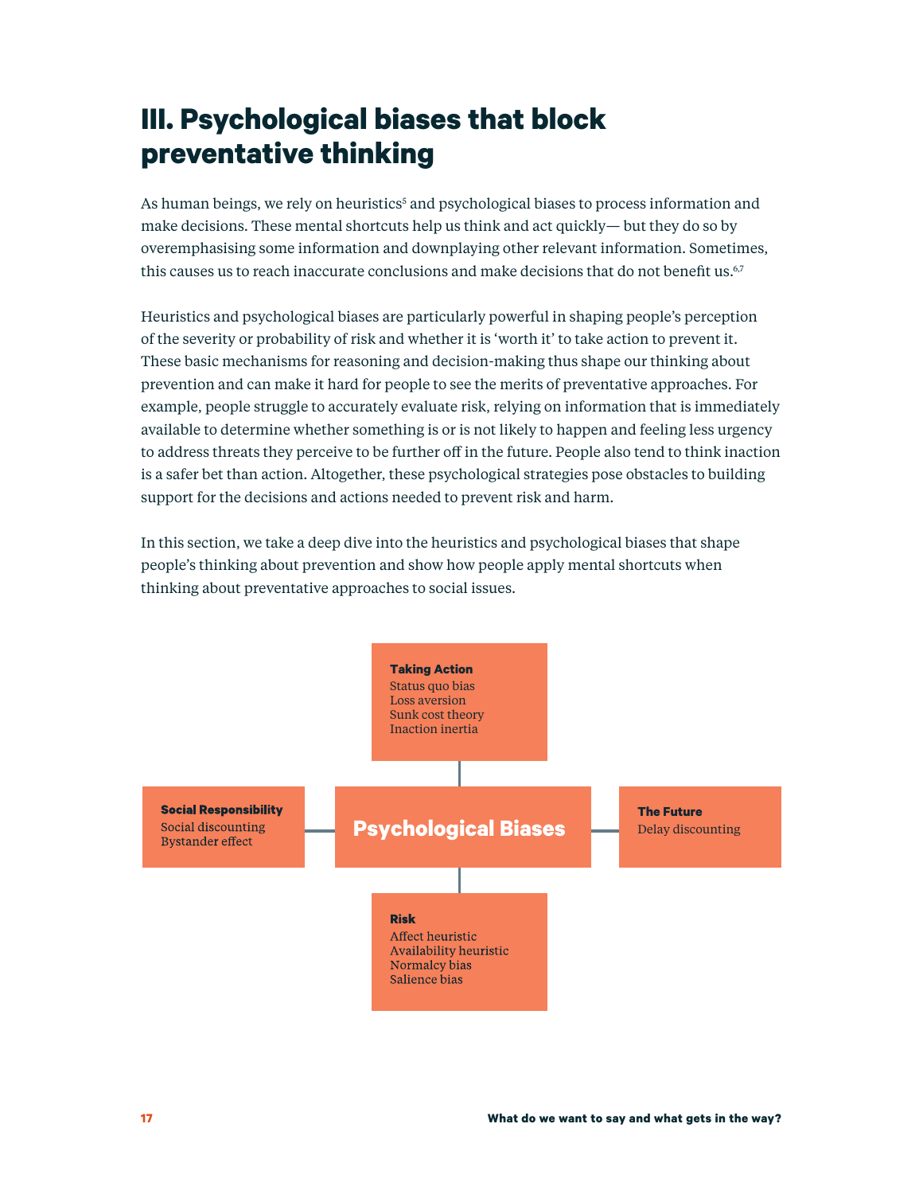# III. Psychological biases that block preventative thinking

As human beings, we rely on heuristics[5] and psychological biases to process information and make decisions. These mental shortcuts help us think and act quickly— but they do so by overemphasising some information and downplaying other relevant information. Sometimes, this causes us to reach inaccurate conclusions and make decisions that do not benefit us.[6,7]

Heuristics and psychological biases are particularly powerful in shaping people's perception of the severity or probability of risk and whether it is 'worth it' to take action to prevent it. These basic mechanisms for reasoning and decision-making thus shape our thinking about prevention and can make it hard for people to see the merits of preventative approaches. For example, people struggle to accurately evaluate risk, relying on information that is immediately available to determine whether something is or is not likely to happen and feeling less urgency to address threats they perceive to be further off in the future. People also tend to think inaction is a safer bet than action. Altogether, these psychological strategies pose obstacles to building support for the decisions and actions needed to prevent risk and harm.

In this section, we take a deep dive into the heuristics and psychological biases that shape people's thinking about prevention and show how people apply mental shortcuts when thinking about preventative approaches to social issues.

**Psychological Biases**

**Taking Action**
- Status quo bias
- Loss aversion
- Sunk cost theory
- Inaction inertia

**Social Responsibility**
- Social discounting
- Bystander effect

**The Future**
- Delay discounting

**Risk**
- Affect heuristic
- Availability heuristic
- Normalcy bias
- Salience bias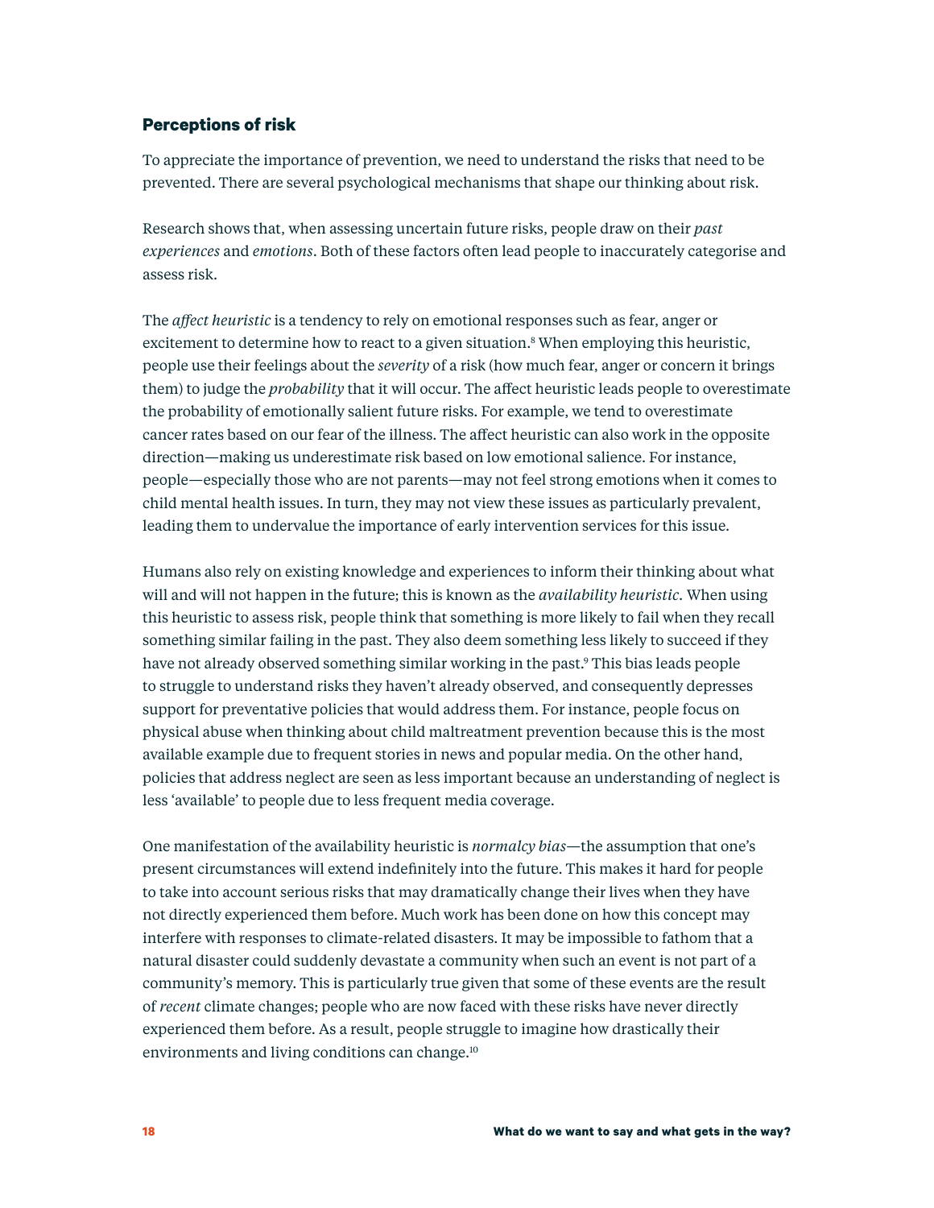## Perceptions of risk

To appreciate the importance of prevention, we need to understand the risks that need to be prevented. There are several psychological mechanisms that shape our thinking about risk.

Research shows that, when assessing uncertain future risks, people draw on their *past experiences* and *emotions*. Both of these factors often lead people to inaccurately categorise and assess risk.

The *affect heuristic* is a tendency to rely on emotional responses such as fear, anger or excitement to determine how to react to a given situation.[8] When employing this heuristic, people use their feelings about the *severity* of a risk (how much fear, anger or concern it brings them) to judge the *probability* that it will occur. The affect heuristic leads people to overestimate the probability of emotionally salient future risks. For example, we tend to overestimate cancer rates based on our fear of the illness. The affect heuristic can also work in the opposite direction—making us underestimate risk based on low emotional salience. For instance, people—especially those who are not parents—may not feel strong emotions when it comes to child mental health issues. In turn, they may not view these issues as particularly prevalent, leading them to undervalue the importance of early intervention services for this issue.

Humans also rely on existing knowledge and experiences to inform their thinking about what will and will not happen in the future; this is known as the *availability heuristic*. When using this heuristic to assess risk, people think that something is more likely to fail when they recall something similar failing in the past. They also deem something less likely to succeed if they have not already observed something similar working in the past.[9] This bias leads people to struggle to understand risks they haven't already observed, and consequently depresses support for preventative policies that would address them. For instance, people focus on physical abuse when thinking about child maltreatment prevention because this is the most available example due to frequent stories in news and popular media. On the other hand, policies that address neglect are seen as less important because an understanding of neglect is less 'available' to people due to less frequent media coverage.

One manifestation of the availability heuristic is *normalcy bias*—the assumption that one's present circumstances will extend indefinitely into the future. This makes it hard for people to take into account serious risks that may dramatically change their lives when they have not directly experienced them before. Much work has been done on how this concept may interfere with responses to climate-related disasters. It may be impossible to fathom that a natural disaster could suddenly devastate a community when such an event is not part of a community's memory. This is particularly true given that some of these events are the result of *recent* climate changes; people who are now faced with these risks have never directly experienced them before. As a result, people struggle to imagine how drastically their environments and living conditions can change.[10]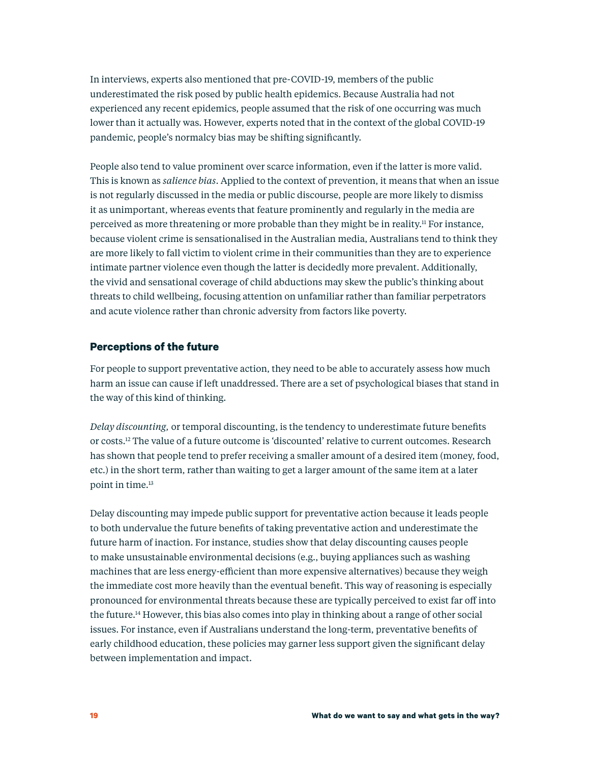In interviews, experts also mentioned that pre-COVID-19, members of the public underestimated the risk posed by public health epidemics. Because Australia had not experienced any recent epidemics, people assumed that the risk of one occurring was much lower than it actually was. However, experts noted that in the context of the global COVID-19 pandemic, people's normalcy bias may be shifting significantly.

People also tend to value prominent over scarce information, even if the latter is more valid. This is known as *salience bias*. Applied to the context of prevention, it means that when an issue is not regularly discussed in the media or public discourse, people are more likely to dismiss it as unimportant, whereas events that feature prominently and regularly in the media are perceived as more threatening or more probable than they might be in reality.[11] For instance, because violent crime is sensationalised in the Australian media, Australians tend to think they are more likely to fall victim to violent crime in their communities than they are to experience intimate partner violence even though the latter is decidedly more prevalent. Additionally, the vivid and sensational coverage of child abductions may skew the public's thinking about threats to child wellbeing, focusing attention on unfamiliar rather than familiar perpetrators and acute violence rather than chronic adversity from factors like poverty.

### Perceptions of the future

For people to support preventative action, they need to be able to accurately assess how much harm an issue can cause if left unaddressed. There are a set of psychological biases that stand in the way of this kind of thinking.

*Delay discounting,* or temporal discounting, is the tendency to underestimate future benefits or costs.[12] The value of a future outcome is 'discounted' relative to current outcomes. Research has shown that people tend to prefer receiving a smaller amount of a desired item (money, food, etc.) in the short term, rather than waiting to get a larger amount of the same item at a later point in time.[13]

Delay discounting may impede public support for preventative action because it leads people to both undervalue the future benefits of taking preventative action and underestimate the future harm of inaction. For instance, studies show that delay discounting causes people to make unsustainable environmental decisions (e.g., buying appliances such as washing machines that are less energy-efficient than more expensive alternatives) because they weigh the immediate cost more heavily than the eventual benefit. This way of reasoning is especially pronounced for environmental threats because these are typically perceived to exist far off into the future.[14] However, this bias also comes into play in thinking about a range of other social issues. For instance, even if Australians understand the long-term, preventative benefits of early childhood education, these policies may garner less support given the significant delay between implementation and impact.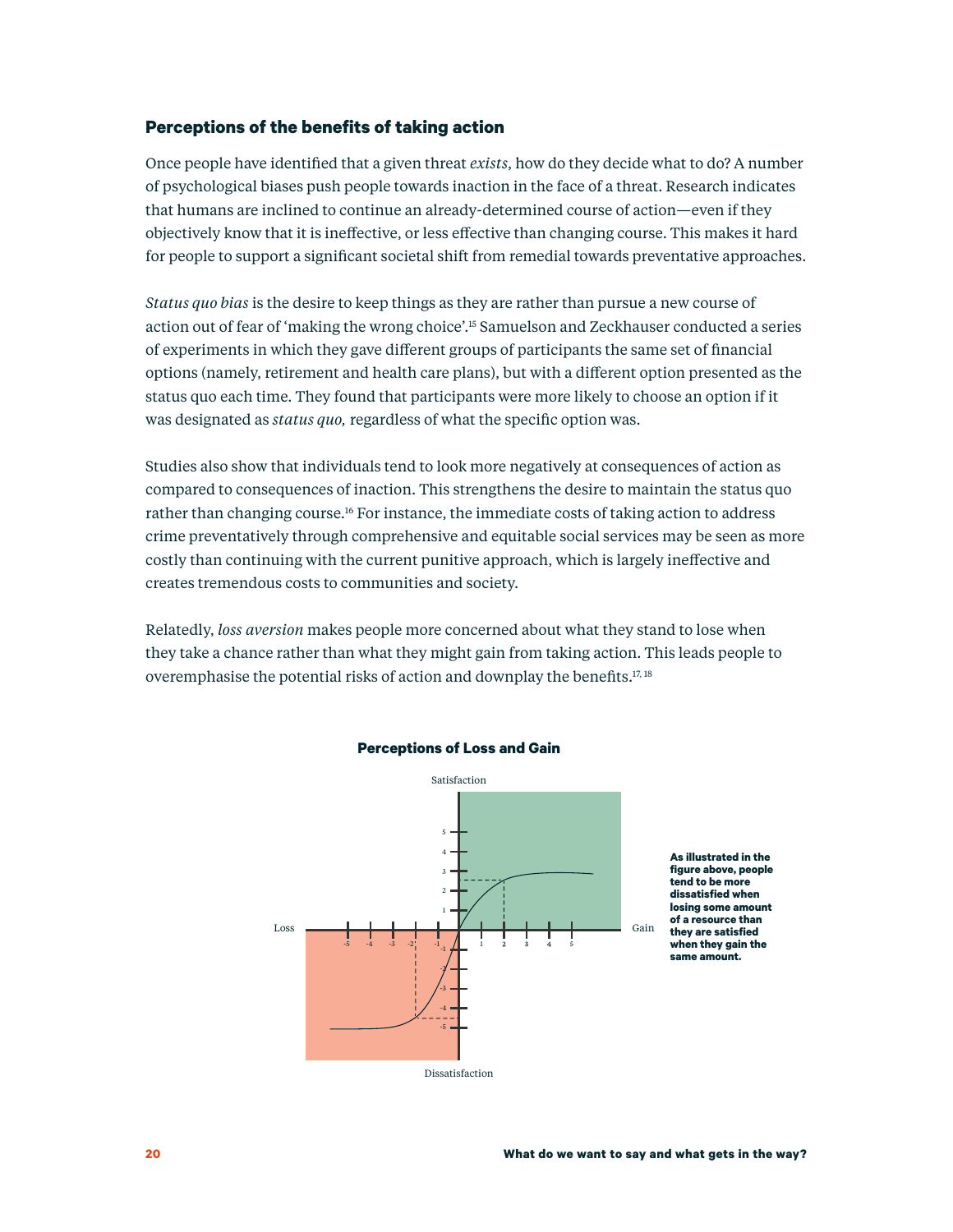### Perceptions of the benefits of taking action

Once people have identified that a given threat *exists*, how do they decide what to do? A number of psychological biases push people towards inaction in the face of a threat. Research indicates that humans are inclined to continue an already-determined course of action—even if they objectively know that it is ineffective, or less effective than changing course. This makes it hard for people to support a significant societal shift from remedial towards preventative approaches.

*Status quo bias* is the desire to keep things as they are rather than pursue a new course of action out of fear of 'making the wrong choice'.[15] Samuelson and Zeckhauser conducted a series of experiments in which they gave different groups of participants the same set of financial options (namely, retirement and health care plans), but with a different option presented as the status quo each time. They found that participants were more likely to choose an option if it was designated as *status quo,* regardless of what the specific option was.

Studies also show that individuals tend to look more negatively at consequences of action as compared to consequences of inaction. This strengthens the desire to maintain the status quo rather than changing course.[16] For instance, the immediate costs of taking action to address crime preventatively through comprehensive and equitable social services may be seen as more costly than continuing with the current punitive approach, which is largely ineffective and creates tremendous costs to communities and society.

Relatedly, *loss aversion* makes people more concerned about what they stand to lose when they take a chance rather than what they might gain from taking action. This leads people to overemphasise the potential risks of action and downplay the benefits.[17, 18]

**Perceptions of Loss and Gain**

**As illustrated in the figure above, people tend to be more dissatisfied when losing some amount of a resource than they are satisfied when they gain the same amount.**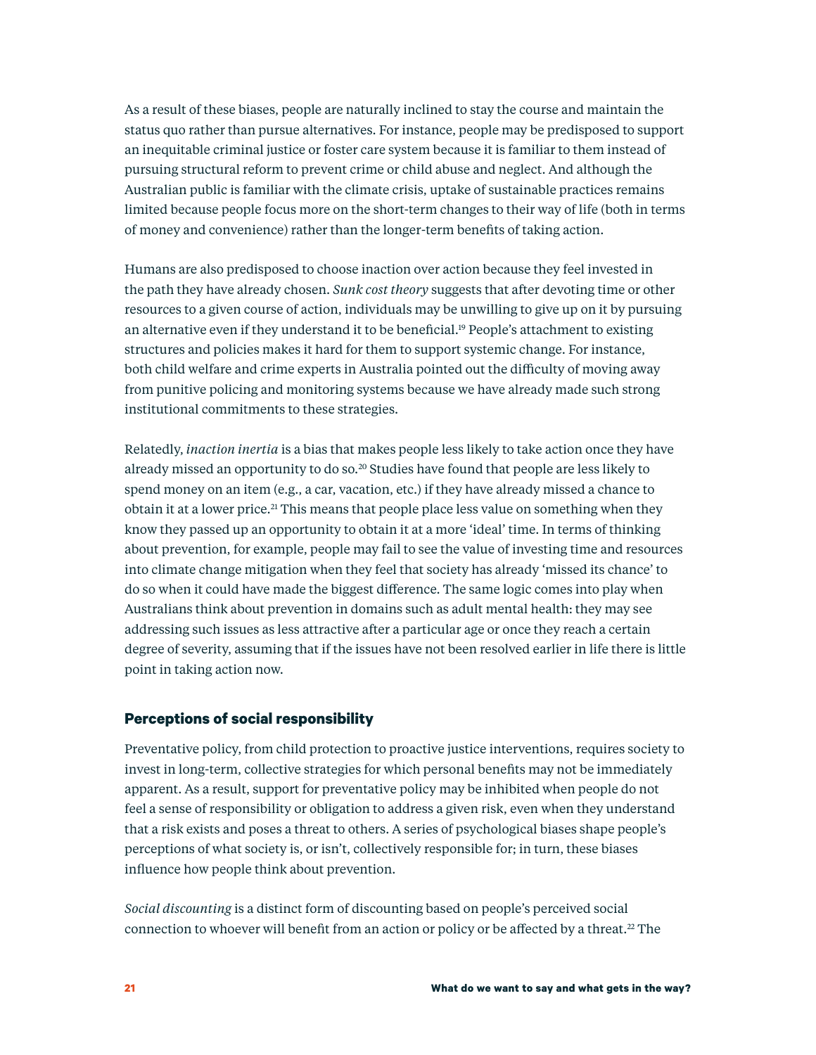As a result of these biases, people are naturally inclined to stay the course and maintain the status quo rather than pursue alternatives. For instance, people may be predisposed to support an inequitable criminal justice or foster care system because it is familiar to them instead of pursuing structural reform to prevent crime or child abuse and neglect. And although the Australian public is familiar with the climate crisis, uptake of sustainable practices remains limited because people focus more on the short-term changes to their way of life (both in terms of money and convenience) rather than the longer-term benefits of taking action.

Humans are also predisposed to choose inaction over action because they feel invested in the path they have already chosen. *Sunk cost theory* suggests that after devoting time or other resources to a given course of action, individuals may be unwilling to give up on it by pursuing an alternative even if they understand it to be beneficial.[19] People's attachment to existing structures and policies makes it hard for them to support systemic change. For instance, both child welfare and crime experts in Australia pointed out the difficulty of moving away from punitive policing and monitoring systems because we have already made such strong institutional commitments to these strategies.

Relatedly, *inaction inertia* is a bias that makes people less likely to take action once they have already missed an opportunity to do so.[20] Studies have found that people are less likely to spend money on an item (e.g., a car, vacation, etc.) if they have already missed a chance to obtain it at a lower price.[21] This means that people place less value on something when they know they passed up an opportunity to obtain it at a more 'ideal' time. In terms of thinking about prevention, for example, people may fail to see the value of investing time and resources into climate change mitigation when they feel that society has already 'missed its chance' to do so when it could have made the biggest difference. The same logic comes into play when Australians think about prevention in domains such as adult mental health: they may see addressing such issues as less attractive after a particular age or once they reach a certain degree of severity, assuming that if the issues have not been resolved earlier in life there is little point in taking action now.

### Perceptions of social responsibility

Preventative policy, from child protection to proactive justice interventions, requires society to invest in long-term, collective strategies for which personal benefits may not be immediately apparent. As a result, support for preventative policy may be inhibited when people do not feel a sense of responsibility or obligation to address a given risk, even when they understand that a risk exists and poses a threat to others. A series of psychological biases shape people's perceptions of what society is, or isn't, collectively responsible for; in turn, these biases influence how people think about prevention.

*Social discounting* is a distinct form of discounting based on people's perceived social connection to whoever will benefit from an action or policy or be affected by a threat.[22] The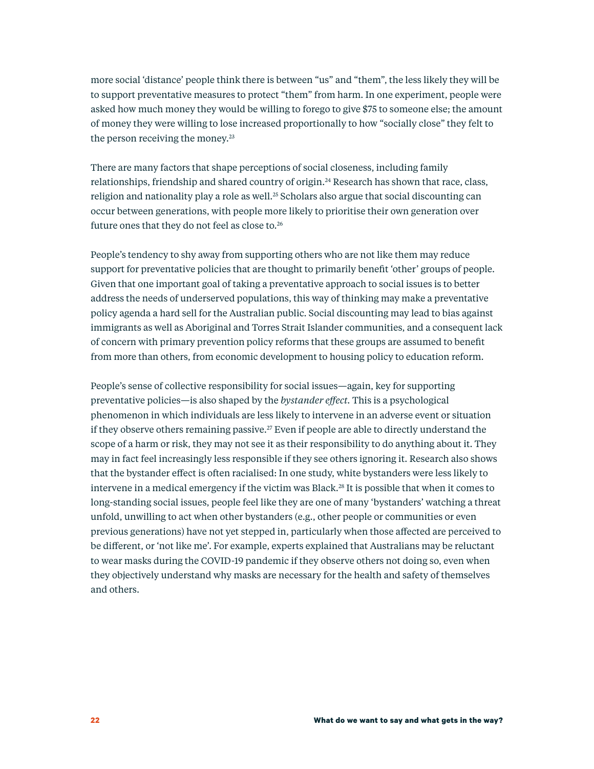more social 'distance' people think there is between "us" and "them", the less likely they will be to support preventative measures to protect "them" from harm. In one experiment, people were asked how much money they would be willing to forego to give $75 to someone else; the amount of money they were willing to lose increased proportionally to how "socially close" they felt to the person receiving the money.[23]

There are many factors that shape perceptions of social closeness, including family relationships, friendship and shared country of origin.[24] Research has shown that race, class, religion and nationality play a role as well.[25] Scholars also argue that social discounting can occur between generations, with people more likely to prioritise their own generation over future ones that they do not feel as close to.[26]

People's tendency to shy away from supporting others who are not like them may reduce support for preventative policies that are thought to primarily benefit 'other' groups of people. Given that one important goal of taking a preventative approach to social issues is to better address the needs of underserved populations, this way of thinking may make a preventative policy agenda a hard sell for the Australian public. Social discounting may lead to bias against immigrants as well as Aboriginal and Torres Strait Islander communities, and a consequent lack of concern with primary prevention policy reforms that these groups are assumed to benefit from more than others, from economic development to housing policy to education reform.

People's sense of collective responsibility for social issues—again, key for supporting preventative policies—is also shaped by the *bystander effect*. This is a psychological phenomenon in which individuals are less likely to intervene in an adverse event or situation if they observe others remaining passive.[27] Even if people are able to directly understand the scope of a harm or risk, they may not see it as their responsibility to do anything about it. They may in fact feel increasingly less responsible if they see others ignoring it. Research also shows that the bystander effect is often racialised: In one study, white bystanders were less likely to intervene in a medical emergency if the victim was Black.[28] It is possible that when it comes to long-standing social issues, people feel like they are one of many 'bystanders' watching a threat unfold, unwilling to act when other bystanders (e.g., other people or communities or even previous generations) have not yet stepped in, particularly when those affected are perceived to be different, or 'not like me'. For example, experts explained that Australians may be reluctant to wear masks during the COVID-19 pandemic if they observe others not doing so, even when they objectively understand why masks are necessary for the health and safety of themselves and others.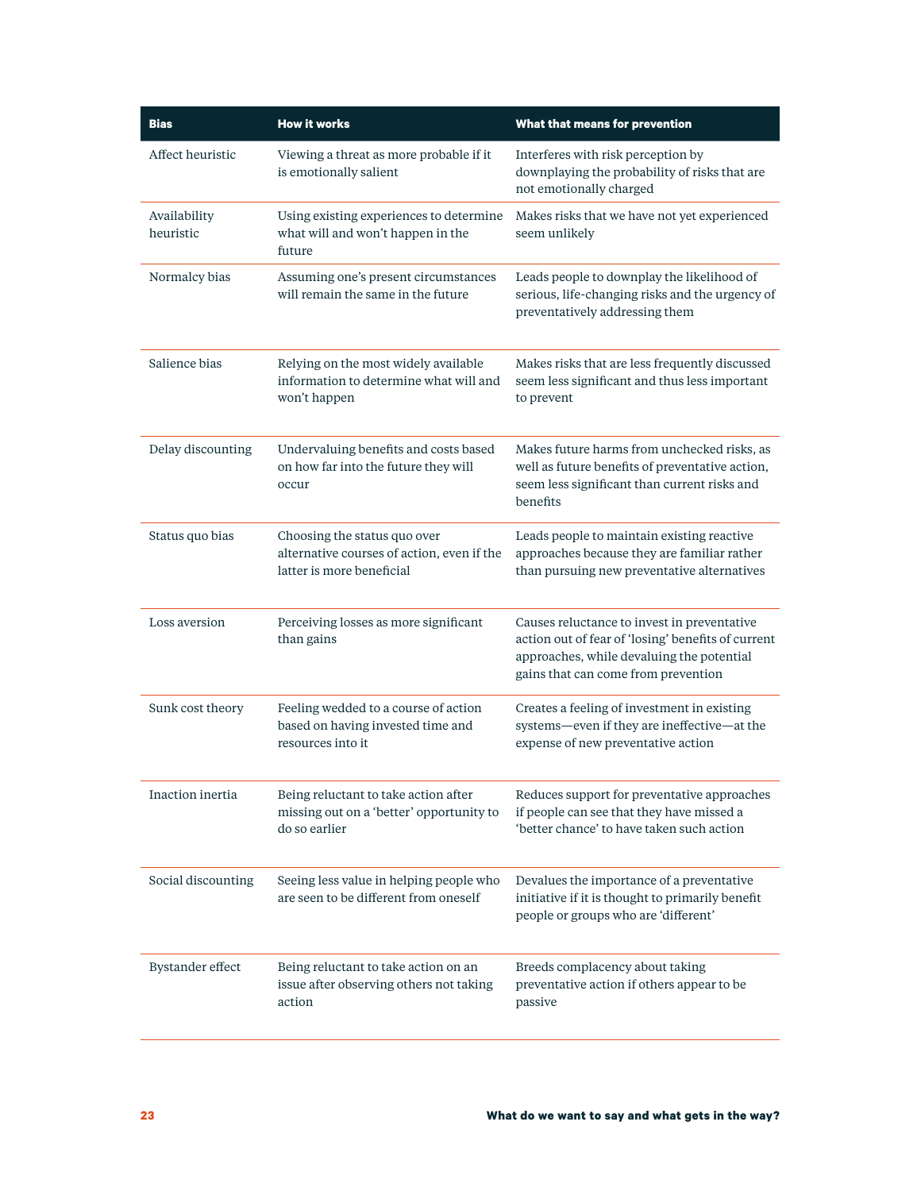| Bias | How it works | What that means for prevention |
|---|---|---|
| Affect heuristic | Viewing a threat as more probable if it is emotionally salient | Interferes with risk perception by downplaying the probability of risks that are not emotionally charged |
| Availability heuristic | Using existing experiences to determine what will and won't happen in the future | Makes risks that we have not yet experienced seem unlikely |
| Normalcy bias | Assuming one's present circumstances will remain the same in the future | Leads people to downplay the likelihood of serious, life-changing risks and the urgency of preventatively addressing them |
| Salience bias | Relying on the most widely available information to determine what will and won't happen | Makes risks that are less frequently discussed seem less significant and thus less important to prevent |
| Delay discounting | Undervaluing benefits and costs based on how far into the future they will occur | Makes future harms from unchecked risks, as well as future benefits of preventative action, seem less significant than current risks and benefits |
| Status quo bias | Choosing the status quo over alternative courses of action, even if the latter is more beneficial | Leads people to maintain existing reactive approaches because they are familiar rather than pursuing new preventative alternatives |
| Loss aversion | Perceiving losses as more significant than gains | Causes reluctance to invest in preventative action out of fear of 'losing' benefits of current approaches, while devaluing the potential gains that can come from prevention |
| Sunk cost theory | Feeling wedded to a course of action based on having invested time and resources into it | Creates a feeling of investment in existing systems—even if they are ineffective—at the expense of new preventative action |
| Inaction inertia | Being reluctant to take action after missing out on a 'better' opportunity to do so earlier | Reduces support for preventative approaches if people can see that they have missed a 'better chance' to have taken such action |
| Social discounting | Seeing less value in helping people who are seen to be different from oneself | Devalues the importance of a preventative initiative if it is thought to primarily benefit people or groups who are 'different' |
| Bystander effect | Being reluctant to take action on an issue after observing others not taking action | Breeds complacency about taking preventative action if others appear to be passive |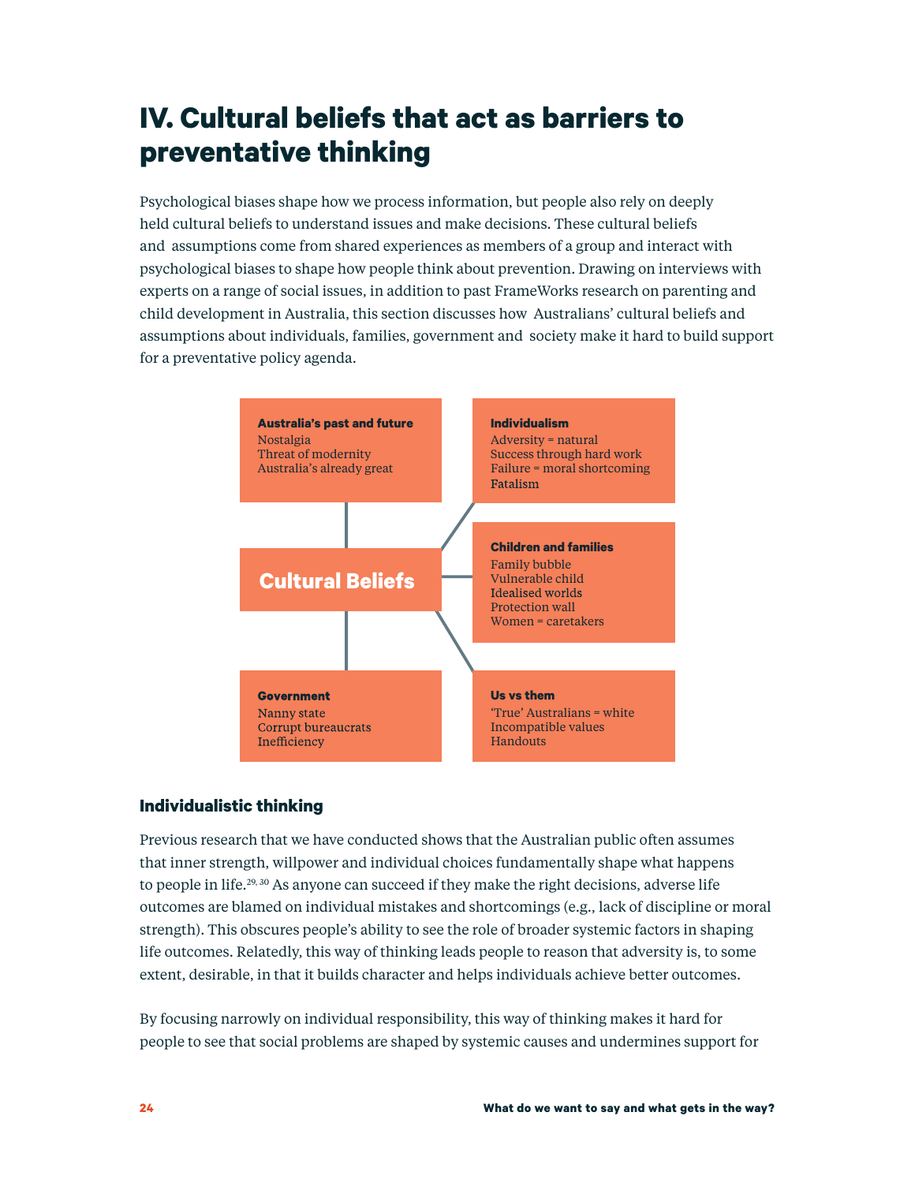# IV. Cultural beliefs that act as barriers to preventative thinking

Psychological biases shape how we process information, but people also rely on deeply held cultural beliefs to understand issues and make decisions. These cultural beliefs and assumptions come from shared experiences as members of a group and interact with psychological biases to shape how people think about prevention. Drawing on interviews with experts on a range of social issues, in addition to past FrameWorks research on parenting and child development in Australia, this section discusses how Australians' cultural beliefs and assumptions about individuals, families, government and society make it hard to build support for a preventative policy agenda.

**Cultural Beliefs**

**Australia's past and future**
Nostalgia
Threat of modernity
Australia's already great

**Individualism**
Adversity = natural
Success through hard work
Failure = moral shortcoming
Fatalism

**Children and families**
Family bubble
Vulnerable child
Idealised worlds
Protection wall
Women = caretakers

**Government**
Nanny state
Corrupt bureaucrats
Inefficiency

**Us vs them**
'True' Australians = white
Incompatible values
Handouts

### Individualistic thinking

Previous research that we have conducted shows that the Australian public often assumes that inner strength, willpower and individual choices fundamentally shape what happens to people in life.[29, 30] As anyone can succeed if they make the right decisions, adverse life outcomes are blamed on individual mistakes and shortcomings (e.g., lack of discipline or moral strength). This obscures people's ability to see the role of broader systemic factors in shaping life outcomes. Relatedly, this way of thinking leads people to reason that adversity is, to some extent, desirable, in that it builds character and helps individuals achieve better outcomes.

By focusing narrowly on individual responsibility, this way of thinking makes it hard for people to see that social problems are shaped by systemic causes and undermines support for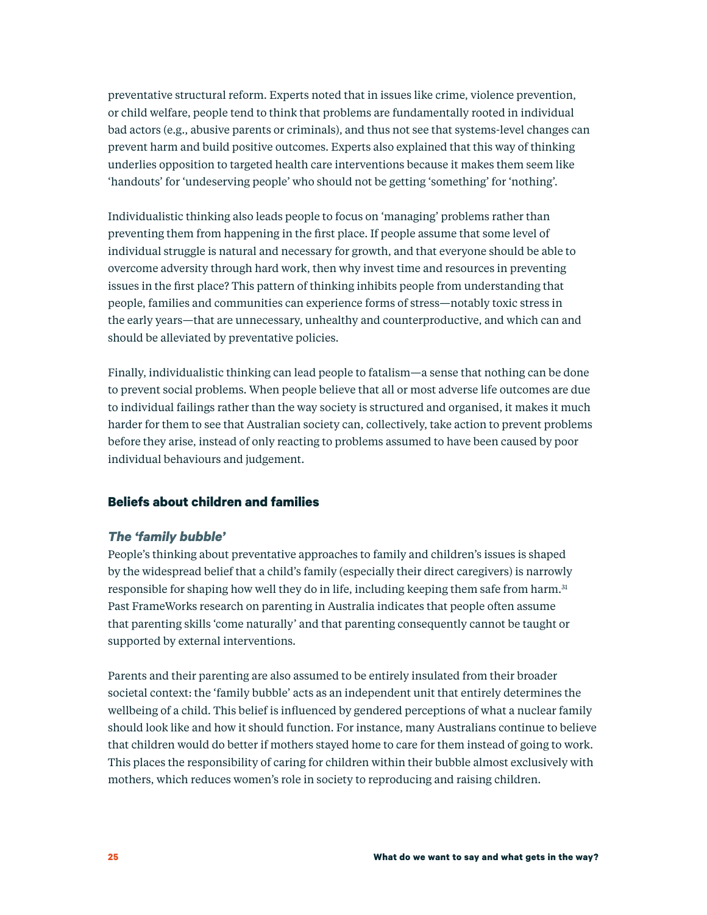preventative structural reform. Experts noted that in issues like crime, violence prevention, or child welfare, people tend to think that problems are fundamentally rooted in individual bad actors (e.g., abusive parents or criminals), and thus not see that systems-level changes can prevent harm and build positive outcomes. Experts also explained that this way of thinking underlies opposition to targeted health care interventions because it makes them seem like 'handouts' for 'undeserving people' who should not be getting 'something' for 'nothing'.

Individualistic thinking also leads people to focus on 'managing' problems rather than preventing them from happening in the first place. If people assume that some level of individual struggle is natural and necessary for growth, and that everyone should be able to overcome adversity through hard work, then why invest time and resources in preventing issues in the first place? This pattern of thinking inhibits people from understanding that people, families and communities can experience forms of stress—notably toxic stress in the early years—that are unnecessary, unhealthy and counterproductive, and which can and should be alleviated by preventative policies.

Finally, individualistic thinking can lead people to fatalism—a sense that nothing can be done to prevent social problems. When people believe that all or most adverse life outcomes are due to individual failings rather than the way society is structured and organised, it makes it much harder for them to see that Australian society can, collectively, take action to prevent problems before they arise, instead of only reacting to problems assumed to have been caused by poor individual behaviours and judgement.

### Beliefs about children and families

#### *The 'family bubble'*

People's thinking about preventative approaches to family and children's issues is shaped by the widespread belief that a child's family (especially their direct caregivers) is narrowly responsible for shaping how well they do in life, including keeping them safe from harm.[31] Past FrameWorks research on parenting in Australia indicates that people often assume that parenting skills 'come naturally' and that parenting consequently cannot be taught or supported by external interventions.

Parents and their parenting are also assumed to be entirely insulated from their broader societal context: the 'family bubble' acts as an independent unit that entirely determines the wellbeing of a child. This belief is influenced by gendered perceptions of what a nuclear family should look like and how it should function. For instance, many Australians continue to believe that children would do better if mothers stayed home to care for them instead of going to work. This places the responsibility of caring for children within their bubble almost exclusively with mothers, which reduces women's role in society to reproducing and raising children.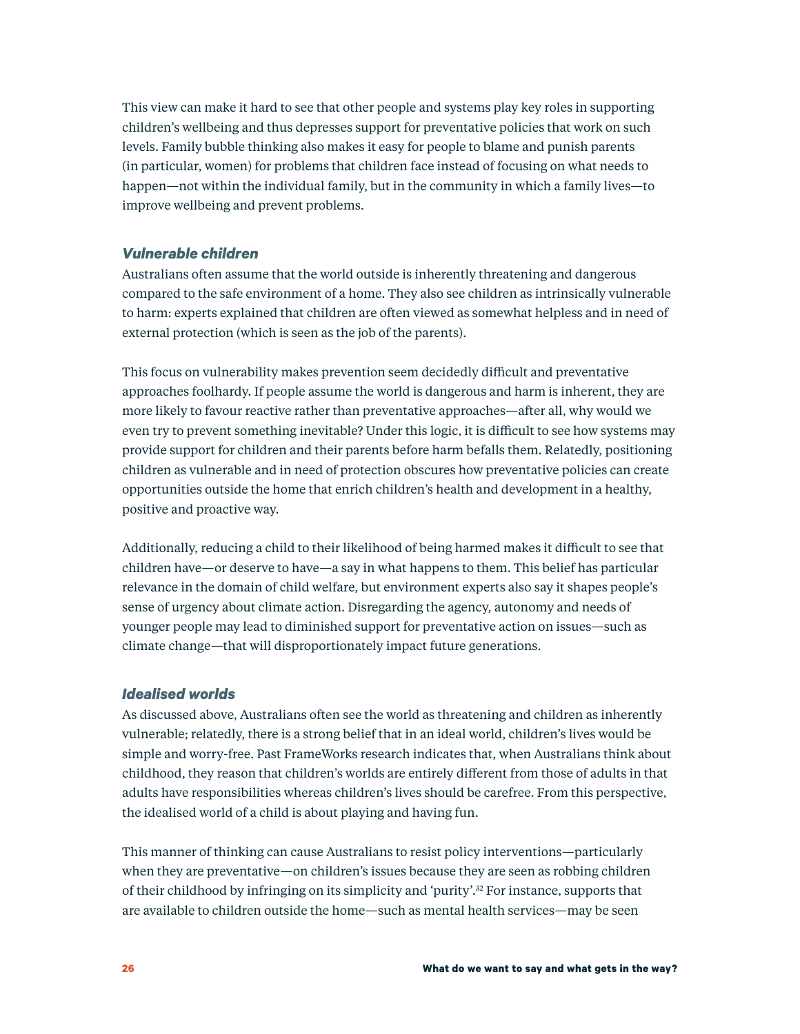This view can make it hard to see that other people and systems play key roles in supporting children's wellbeing and thus depresses support for preventative policies that work on such levels. Family bubble thinking also makes it easy for people to blame and punish parents (in particular, women) for problems that children face instead of focusing on what needs to happen—not within the individual family, but in the community in which a family lives—to improve wellbeing and prevent problems.

### *Vulnerable children*

Australians often assume that the world outside is inherently threatening and dangerous compared to the safe environment of a home. They also see children as intrinsically vulnerable to harm: experts explained that children are often viewed as somewhat helpless and in need of external protection (which is seen as the job of the parents).

This focus on vulnerability makes prevention seem decidedly difficult and preventative approaches foolhardy. If people assume the world is dangerous and harm is inherent, they are more likely to favour reactive rather than preventative approaches—after all, why would we even try to prevent something inevitable? Under this logic, it is difficult to see how systems may provide support for children and their parents before harm befalls them. Relatedly, positioning children as vulnerable and in need of protection obscures how preventative policies can create opportunities outside the home that enrich children's health and development in a healthy, positive and proactive way.

Additionally, reducing a child to their likelihood of being harmed makes it difficult to see that children have—or deserve to have—a say in what happens to them. This belief has particular relevance in the domain of child welfare, but environment experts also say it shapes people's sense of urgency about climate action. Disregarding the agency, autonomy and needs of younger people may lead to diminished support for preventative action on issues—such as climate change—that will disproportionately impact future generations.

### *Idealised worlds*

As discussed above, Australians often see the world as threatening and children as inherently vulnerable; relatedly, there is a strong belief that in an ideal world, children's lives would be simple and worry-free. Past FrameWorks research indicates that, when Australians think about childhood, they reason that children's worlds are entirely different from those of adults in that adults have responsibilities whereas children's lives should be carefree. From this perspective, the idealised world of a child is about playing and having fun.

This manner of thinking can cause Australians to resist policy interventions—particularly when they are preventative—on children's issues because they are seen as robbing children of their childhood by infringing on its simplicity and 'purity'.[32] For instance, supports that are available to children outside the home—such as mental health services—may be seen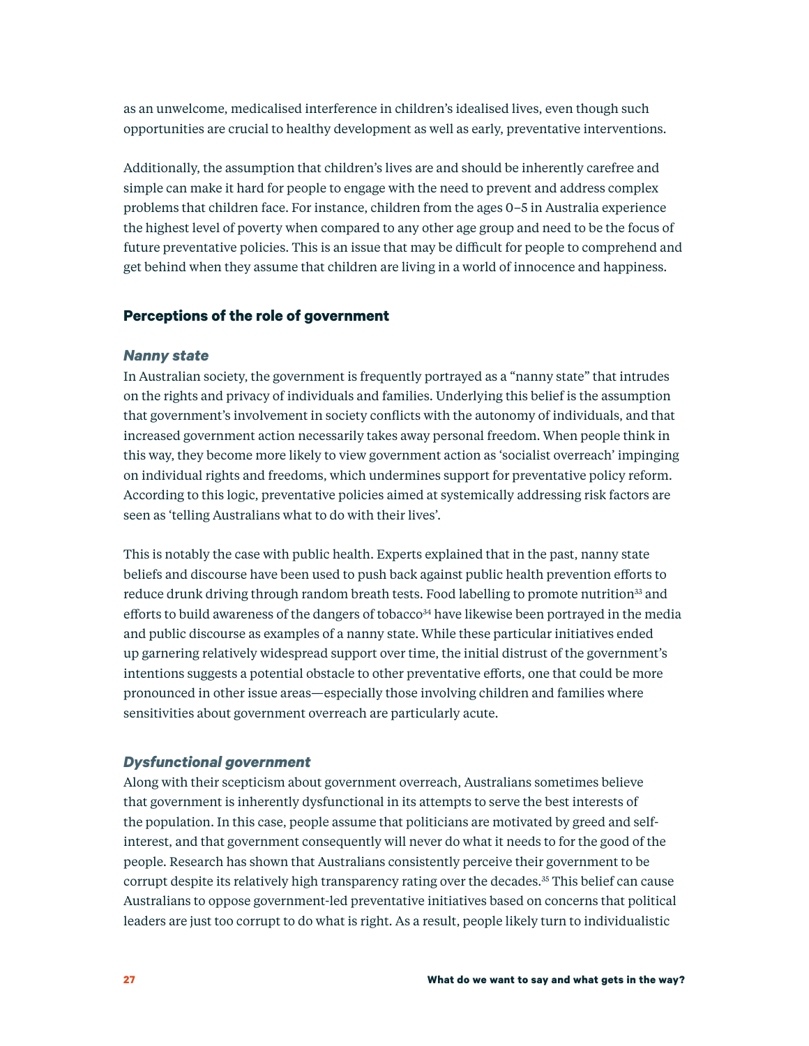as an unwelcome, medicalised interference in children's idealised lives, even though such opportunities are crucial to healthy development as well as early, preventative interventions.

Additionally, the assumption that children's lives are and should be inherently carefree and simple can make it hard for people to engage with the need to prevent and address complex problems that children face. For instance, children from the ages 0–5 in Australia experience the highest level of poverty when compared to any other age group and need to be the focus of future preventative policies. This is an issue that may be difficult for people to comprehend and get behind when they assume that children are living in a world of innocence and happiness.

### Perceptions of the role of government

#### *Nanny state*

In Australian society, the government is frequently portrayed as a "nanny state" that intrudes on the rights and privacy of individuals and families. Underlying this belief is the assumption that government's involvement in society conflicts with the autonomy of individuals, and that increased government action necessarily takes away personal freedom. When people think in this way, they become more likely to view government action as 'socialist overreach' impinging on individual rights and freedoms, which undermines support for preventative policy reform. According to this logic, preventative policies aimed at systemically addressing risk factors are seen as 'telling Australians what to do with their lives'.

This is notably the case with public health. Experts explained that in the past, nanny state beliefs and discourse have been used to push back against public health prevention efforts to reduce drunk driving through random breath tests. Food labelling to promote nutrition[33] and efforts to build awareness of the dangers of tobacco[34] have likewise been portrayed in the media and public discourse as examples of a nanny state. While these particular initiatives ended up garnering relatively widespread support over time, the initial distrust of the government's intentions suggests a potential obstacle to other preventative efforts, one that could be more pronounced in other issue areas—especially those involving children and families where sensitivities about government overreach are particularly acute.

#### *Dysfunctional government*

Along with their scepticism about government overreach, Australians sometimes believe that government is inherently dysfunctional in its attempts to serve the best interests of the population. In this case, people assume that politicians are motivated by greed and self-interest, and that government consequently will never do what it needs to for the good of the people. Research has shown that Australians consistently perceive their government to be corrupt despite its relatively high transparency rating over the decades.[35] This belief can cause Australians to oppose government-led preventative initiatives based on concerns that political leaders are just too corrupt to do what is right. As a result, people likely turn to individualistic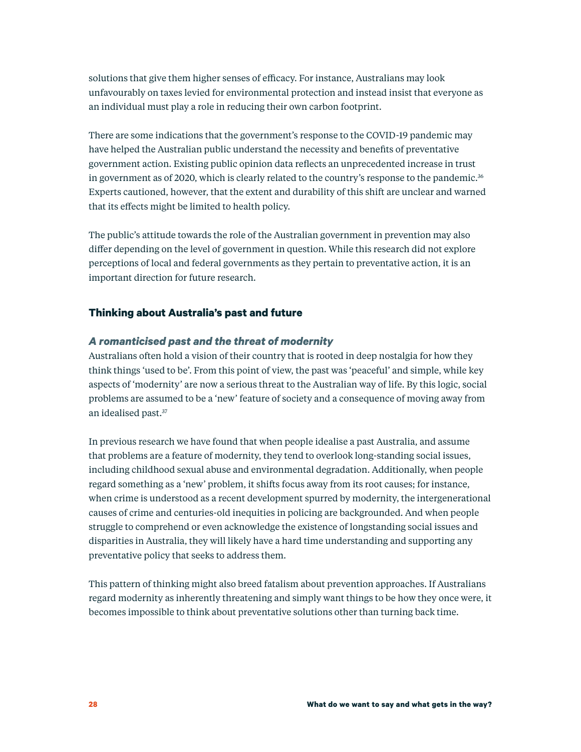solutions that give them higher senses of efficacy. For instance, Australians may look unfavourably on taxes levied for environmental protection and instead insist that everyone as an individual must play a role in reducing their own carbon footprint.

There are some indications that the government's response to the COVID-19 pandemic may have helped the Australian public understand the necessity and benefits of preventative government action. Existing public opinion data reflects an unprecedented increase in trust in government as of 2020, which is clearly related to the country's response to the pandemic.[36] Experts cautioned, however, that the extent and durability of this shift are unclear and warned that its effects might be limited to health policy.

The public's attitude towards the role of the Australian government in prevention may also differ depending on the level of government in question. While this research did not explore perceptions of local and federal governments as they pertain to preventative action, it is an important direction for future research.

## Thinking about Australia's past and future

### *A romanticised past and the threat of modernity*

Australians often hold a vision of their country that is rooted in deep nostalgia for how they think things 'used to be'. From this point of view, the past was 'peaceful' and simple, while key aspects of 'modernity' are now a serious threat to the Australian way of life. By this logic, social problems are assumed to be a 'new' feature of society and a consequence of moving away from an idealised past.[37]

In previous research we have found that when people idealise a past Australia, and assume that problems are a feature of modernity, they tend to overlook long-standing social issues, including childhood sexual abuse and environmental degradation. Additionally, when people regard something as a 'new' problem, it shifts focus away from its root causes; for instance, when crime is understood as a recent development spurred by modernity, the intergenerational causes of crime and centuries-old inequities in policing are backgrounded. And when people struggle to comprehend or even acknowledge the existence of longstanding social issues and disparities in Australia, they will likely have a hard time understanding and supporting any preventative policy that seeks to address them.

This pattern of thinking might also breed fatalism about prevention approaches. If Australians regard modernity as inherently threatening and simply want things to be how they once were, it becomes impossible to think about preventative solutions other than turning back time.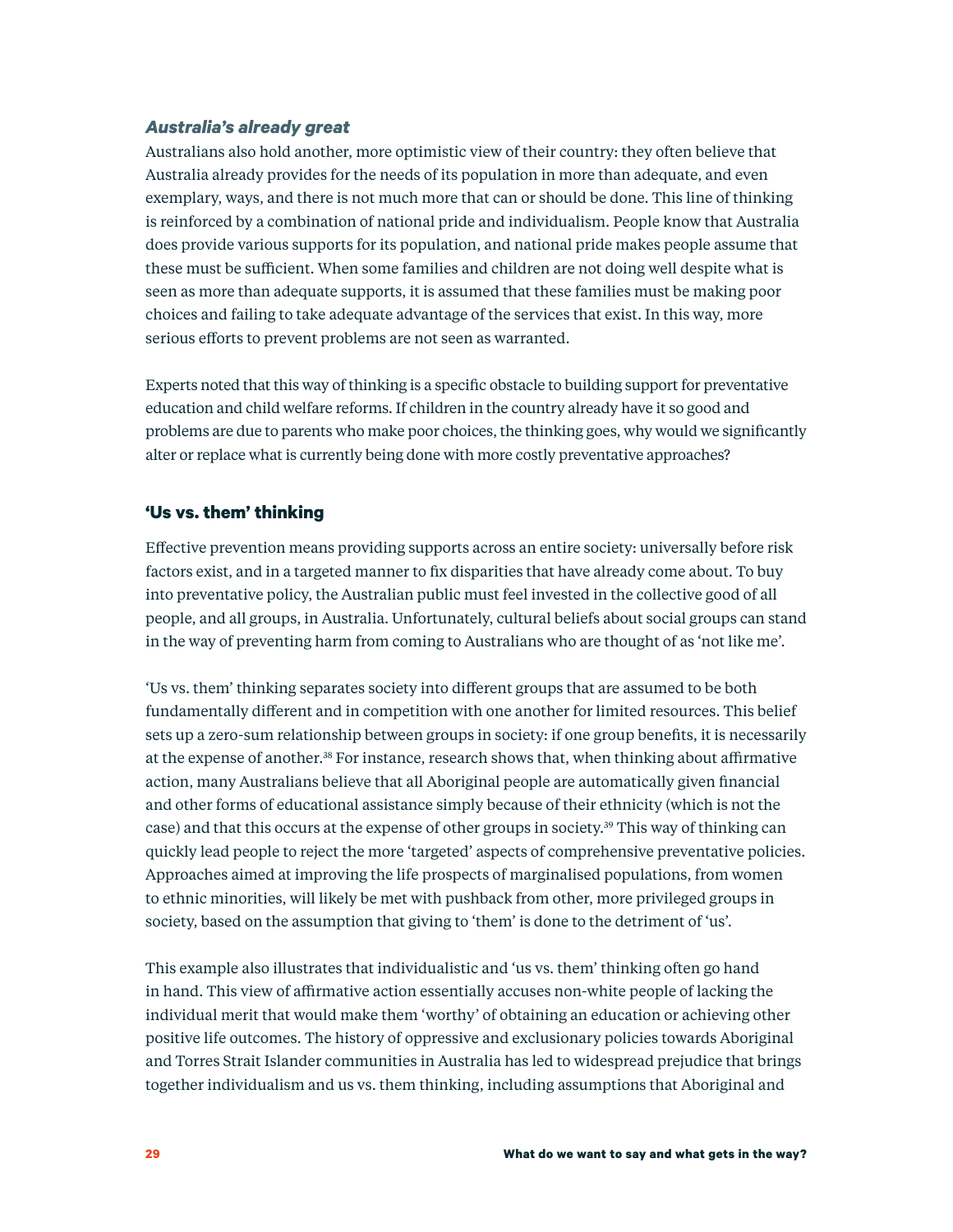#### *Australia's already great*

Australians also hold another, more optimistic view of their country: they often believe that Australia already provides for the needs of its population in more than adequate, and even exemplary, ways, and there is not much more that can or should be done. This line of thinking is reinforced by a combination of national pride and individualism. People know that Australia does provide various supports for its population, and national pride makes people assume that these must be sufficient. When some families and children are not doing well despite what is seen as more than adequate supports, it is assumed that these families must be making poor choices and failing to take adequate advantage of the services that exist. In this way, more serious efforts to prevent problems are not seen as warranted.

Experts noted that this way of thinking is a specific obstacle to building support for preventative education and child welfare reforms. If children in the country already have it so good and problems are due to parents who make poor choices, the thinking goes, why would we significantly alter or replace what is currently being done with more costly preventative approaches?

### 'Us vs. them' thinking

Effective prevention means providing supports across an entire society: universally before risk factors exist, and in a targeted manner to fix disparities that have already come about. To buy into preventative policy, the Australian public must feel invested in the collective good of all people, and all groups, in Australia. Unfortunately, cultural beliefs about social groups can stand in the way of preventing harm from coming to Australians who are thought of as 'not like me'.

'Us vs. them' thinking separates society into different groups that are assumed to be both fundamentally different and in competition with one another for limited resources. This belief sets up a zero-sum relationship between groups in society: if one group benefits, it is necessarily at the expense of another.[38] For instance, research shows that, when thinking about affirmative action, many Australians believe that all Aboriginal people are automatically given financial and other forms of educational assistance simply because of their ethnicity (which is not the case) and that this occurs at the expense of other groups in society.[39] This way of thinking can quickly lead people to reject the more 'targeted' aspects of comprehensive preventative policies. Approaches aimed at improving the life prospects of marginalised populations, from women to ethnic minorities, will likely be met with pushback from other, more privileged groups in society, based on the assumption that giving to 'them' is done to the detriment of 'us'.

This example also illustrates that individualistic and 'us vs. them' thinking often go hand in hand. This view of affirmative action essentially accuses non-white people of lacking the individual merit that would make them 'worthy' of obtaining an education or achieving other positive life outcomes. The history of oppressive and exclusionary policies towards Aboriginal and Torres Strait Islander communities in Australia has led to widespread prejudice that brings together individualism and us vs. them thinking, including assumptions that Aboriginal and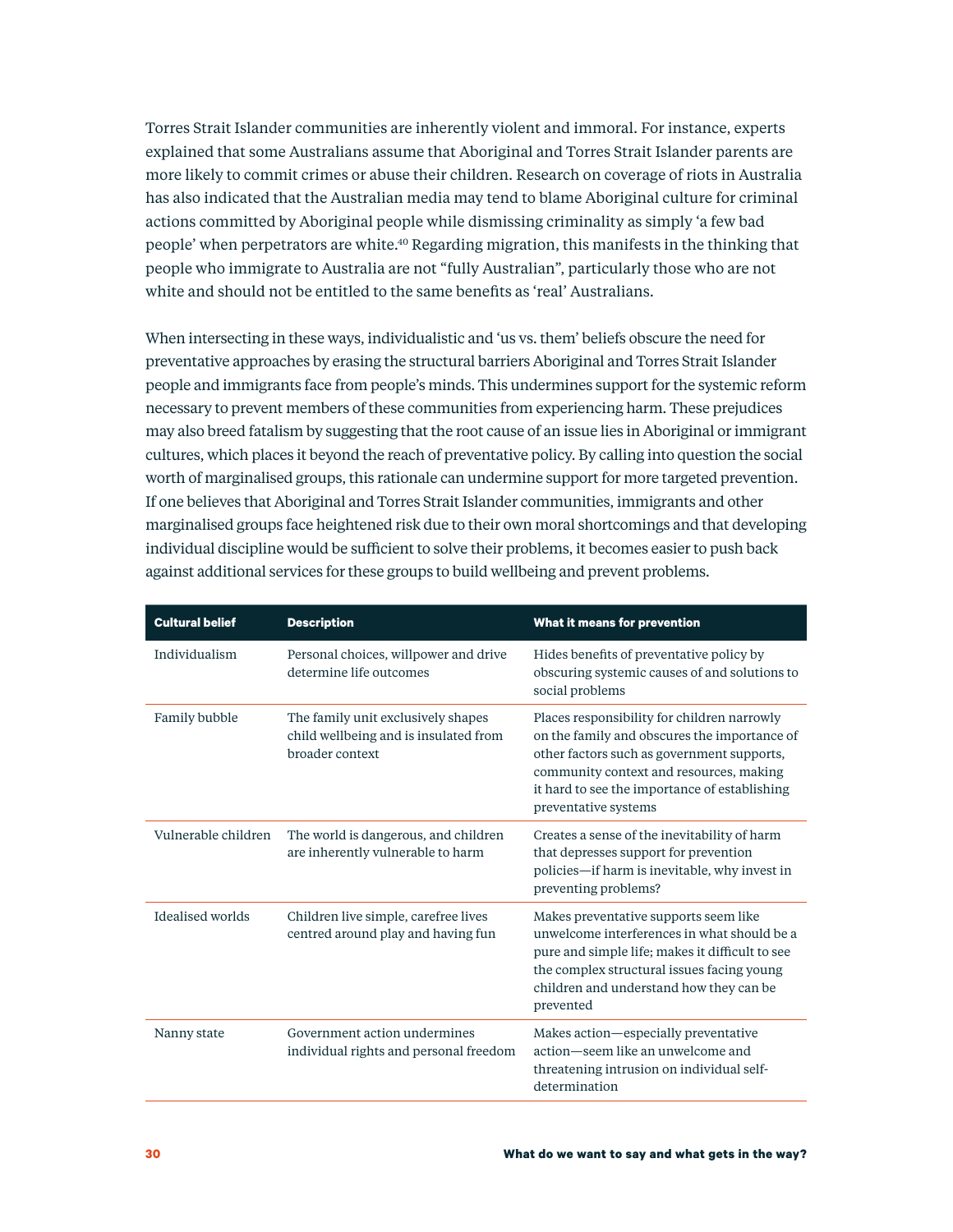Torres Strait Islander communities are inherently violent and immoral. For instance, experts explained that some Australians assume that Aboriginal and Torres Strait Islander parents are more likely to commit crimes or abuse their children. Research on coverage of riots in Australia has also indicated that the Australian media may tend to blame Aboriginal culture for criminal actions committed by Aboriginal people while dismissing criminality as simply 'a few bad people' when perpetrators are white.[40] Regarding migration, this manifests in the thinking that people who immigrate to Australia are not "fully Australian", particularly those who are not white and should not be entitled to the same benefits as 'real' Australians.

When intersecting in these ways, individualistic and 'us vs. them' beliefs obscure the need for preventative approaches by erasing the structural barriers Aboriginal and Torres Strait Islander people and immigrants face from people's minds. This undermines support for the systemic reform necessary to prevent members of these communities from experiencing harm. These prejudices may also breed fatalism by suggesting that the root cause of an issue lies in Aboriginal or immigrant cultures, which places it beyond the reach of preventative policy. By calling into question the social worth of marginalised groups, this rationale can undermine support for more targeted prevention. If one believes that Aboriginal and Torres Strait Islander communities, immigrants and other marginalised groups face heightened risk due to their own moral shortcomings and that developing individual discipline would be sufficient to solve their problems, it becomes easier to push back against additional services for these groups to build wellbeing and prevent problems.

| Cultural belief | Description | What it means for prevention |
|---|---|---|
| Individualism | Personal choices, willpower and drive determine life outcomes | Hides benefits of preventative policy by obscuring systemic causes of and solutions to social problems |
| Family bubble | The family unit exclusively shapes child wellbeing and is insulated from broader context | Places responsibility for children narrowly on the family and obscures the importance of other factors such as government supports, community context and resources, making it hard to see the importance of establishing preventative systems |
| Vulnerable children | The world is dangerous, and children are inherently vulnerable to harm | Creates a sense of the inevitability of harm that depresses support for prevention policies—if harm is inevitable, why invest in preventing problems? |
| Idealised worlds | Children live simple, carefree lives centred around play and having fun | Makes preventative supports seem like unwelcome interferences in what should be a pure and simple life; makes it difficult to see the complex structural issues facing young children and understand how they can be prevented |
| Nanny state | Government action undermines individual rights and personal freedom | Makes action—especially preventative action—seem like an unwelcome and threatening intrusion on individual self-determination |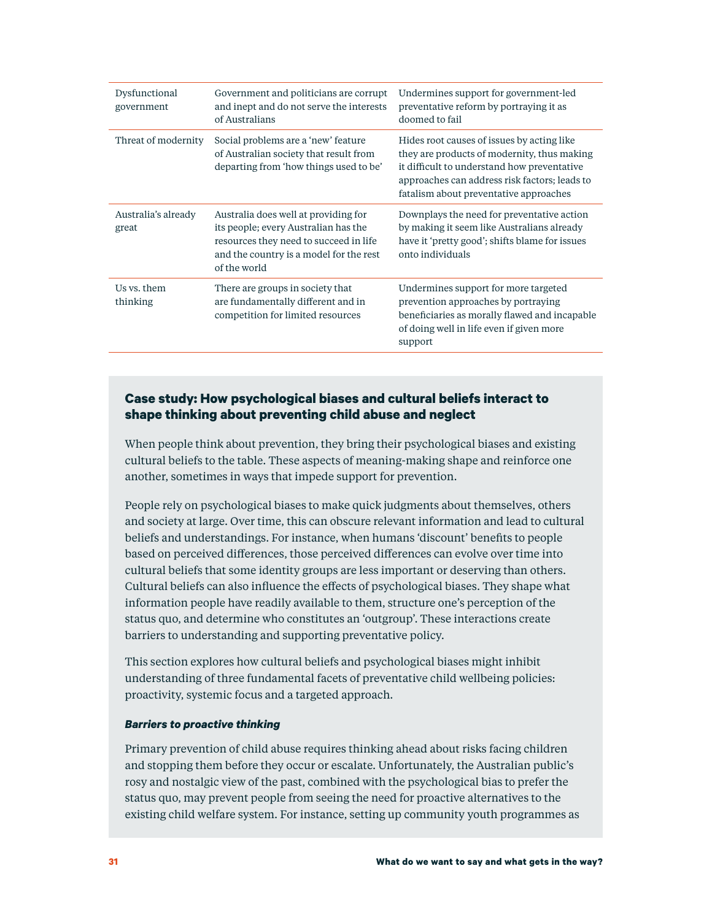| | | |
|---|---|---|
| Dysfunctional government | Government and politicians are corrupt and inept and do not serve the interests of Australians | Undermines support for government-led preventative reform by portraying it as doomed to fail |
| Threat of modernity | Social problems are a 'new' feature of Australian society that result from departing from 'how things used to be' | Hides root causes of issues by acting like they are products of modernity, thus making it difficult to understand how preventative approaches can address risk factors; leads to fatalism about preventative approaches |
| Australia's already great | Australia does well at providing for its people; every Australian has the resources they need to succeed in life and the country is a model for the rest of the world | Downplays the need for preventative action by making it seem like Australians already have it 'pretty good'; shifts blame for issues onto individuals |
| Us vs. them thinking | There are groups in society that are fundamentally different and in competition for limited resources | Undermines support for more targeted prevention approaches by portraying beneficiaries as morally flawed and incapable of doing well in life even if given more support |

## Case study: How psychological biases and cultural beliefs interact to shape thinking about preventing child abuse and neglect

When people think about prevention, they bring their psychological biases and existing cultural beliefs to the table. These aspects of meaning-making shape and reinforce one another, sometimes in ways that impede support for prevention.

People rely on psychological biases to make quick judgments about themselves, others and society at large. Over time, this can obscure relevant information and lead to cultural beliefs and understandings. For instance, when humans 'discount' benefits to people based on perceived differences, those perceived differences can evolve over time into cultural beliefs that some identity groups are less important or deserving than others. Cultural beliefs can also influence the effects of psychological biases. They shape what information people have readily available to them, structure one's perception of the status quo, and determine who constitutes an 'outgroup'. These interactions create barriers to understanding and supporting preventative policy.

This section explores how cultural beliefs and psychological biases might inhibit understanding of three fundamental facets of preventative child wellbeing policies: proactivity, systemic focus and a targeted approach.

***Barriers to proactive thinking***

Primary prevention of child abuse requires thinking ahead about risks facing children and stopping them before they occur or escalate. Unfortunately, the Australian public's rosy and nostalgic view of the past, combined with the psychological bias to prefer the status quo, may prevent people from seeing the need for proactive alternatives to the existing child welfare system. For instance, setting up community youth programmes as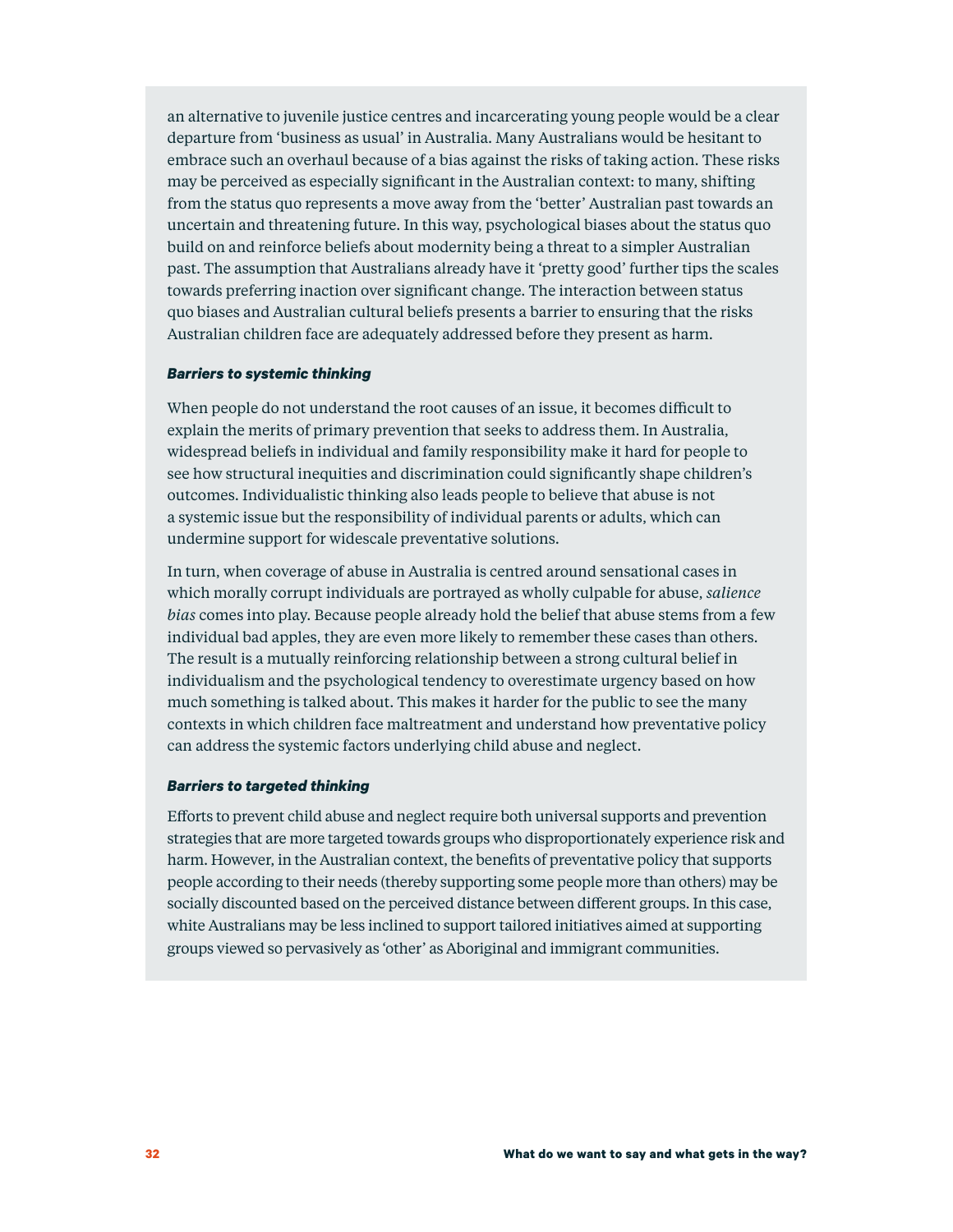an alternative to juvenile justice centres and incarcerating young people would be a clear departure from 'business as usual' in Australia. Many Australians would be hesitant to embrace such an overhaul because of a bias against the risks of taking action. These risks may be perceived as especially significant in the Australian context: to many, shifting from the status quo represents a move away from the 'better' Australian past towards an uncertain and threatening future. In this way, psychological biases about the status quo build on and reinforce beliefs about modernity being a threat to a simpler Australian past. The assumption that Australians already have it 'pretty good' further tips the scales towards preferring inaction over significant change. The interaction between status quo biases and Australian cultural beliefs presents a barrier to ensuring that the risks Australian children face are adequately addressed before they present as harm.

***Barriers to systemic thinking***

When people do not understand the root causes of an issue, it becomes difficult to explain the merits of primary prevention that seeks to address them. In Australia, widespread beliefs in individual and family responsibility make it hard for people to see how structural inequities and discrimination could significantly shape children's outcomes. Individualistic thinking also leads people to believe that abuse is not a systemic issue but the responsibility of individual parents or adults, which can undermine support for widescale preventative solutions.

In turn, when coverage of abuse in Australia is centred around sensational cases in which morally corrupt individuals are portrayed as wholly culpable for abuse, *salience bias* comes into play. Because people already hold the belief that abuse stems from a few individual bad apples, they are even more likely to remember these cases than others. The result is a mutually reinforcing relationship between a strong cultural belief in individualism and the psychological tendency to overestimate urgency based on how much something is talked about. This makes it harder for the public to see the many contexts in which children face maltreatment and understand how preventative policy can address the systemic factors underlying child abuse and neglect.

***Barriers to targeted thinking***

Efforts to prevent child abuse and neglect require both universal supports and prevention strategies that are more targeted towards groups who disproportionately experience risk and harm. However, in the Australian context, the benefits of preventative policy that supports people according to their needs (thereby supporting some people more than others) may be socially discounted based on the perceived distance between different groups. In this case, white Australians may be less inclined to support tailored initiatives aimed at supporting groups viewed so pervasively as 'other' as Aboriginal and immigrant communities.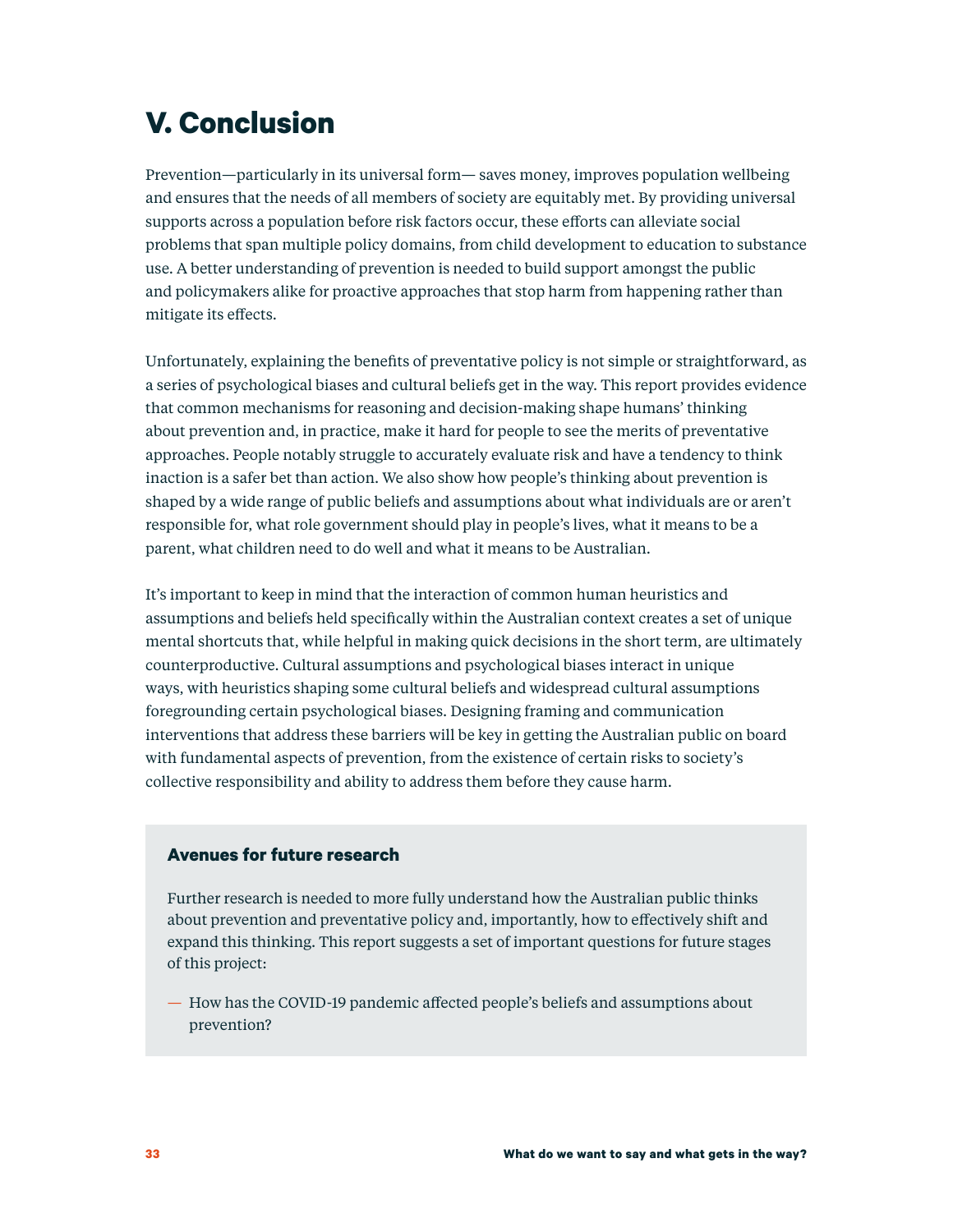# V. Conclusion

Prevention—particularly in its universal form— saves money, improves population wellbeing and ensures that the needs of all members of society are equitably met. By providing universal supports across a population before risk factors occur, these efforts can alleviate social problems that span multiple policy domains, from child development to education to substance use. A better understanding of prevention is needed to build support amongst the public and policymakers alike for proactive approaches that stop harm from happening rather than mitigate its effects.

Unfortunately, explaining the benefits of preventative policy is not simple or straightforward, as a series of psychological biases and cultural beliefs get in the way. This report provides evidence that common mechanisms for reasoning and decision-making shape humans' thinking about prevention and, in practice, make it hard for people to see the merits of preventative approaches. People notably struggle to accurately evaluate risk and have a tendency to think inaction is a safer bet than action. We also show how people's thinking about prevention is shaped by a wide range of public beliefs and assumptions about what individuals are or aren't responsible for, what role government should play in people's lives, what it means to be a parent, what children need to do well and what it means to be Australian.

It's important to keep in mind that the interaction of common human heuristics and assumptions and beliefs held specifically within the Australian context creates a set of unique mental shortcuts that, while helpful in making quick decisions in the short term, are ultimately counterproductive. Cultural assumptions and psychological biases interact in unique ways, with heuristics shaping some cultural beliefs and widespread cultural assumptions foregrounding certain psychological biases. Designing framing and communication interventions that address these barriers will be key in getting the Australian public on board with fundamental aspects of prevention, from the existence of certain risks to society's collective responsibility and ability to address them before they cause harm.

### Avenues for future research

Further research is needed to more fully understand how the Australian public thinks about prevention and preventative policy and, importantly, how to effectively shift and expand this thinking. This report suggests a set of important questions for future stages of this project:

- How has the COVID-19 pandemic affected people's beliefs and assumptions about prevention?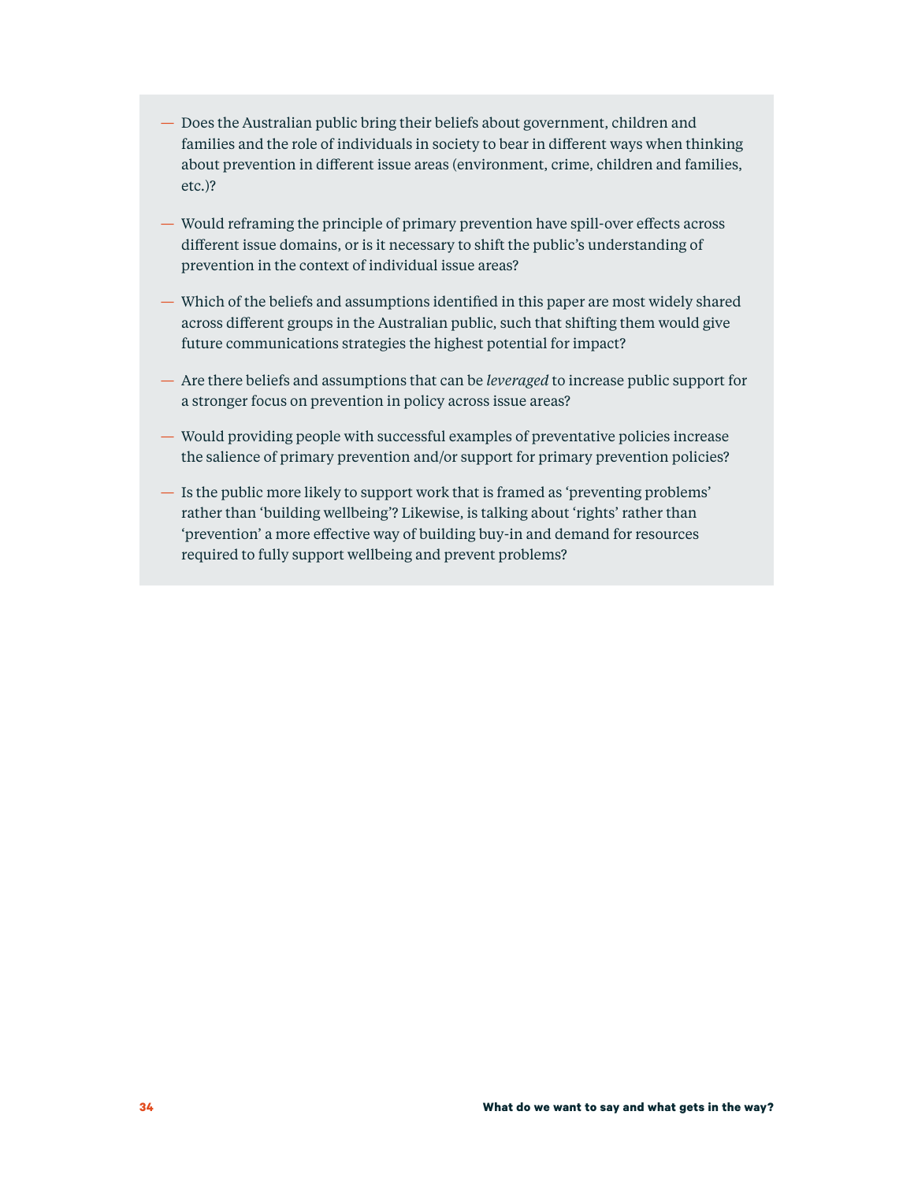- Does the Australian public bring their beliefs about government, children and families and the role of individuals in society to bear in different ways when thinking about prevention in different issue areas (environment, crime, children and families, etc.)?
- Would reframing the principle of primary prevention have spill-over effects across different issue domains, or is it necessary to shift the public's understanding of prevention in the context of individual issue areas?
- Which of the beliefs and assumptions identified in this paper are most widely shared across different groups in the Australian public, such that shifting them would give future communications strategies the highest potential for impact?
- Are there beliefs and assumptions that can be *leveraged* to increase public support for a stronger focus on prevention in policy across issue areas?
- Would providing people with successful examples of preventative policies increase the salience of primary prevention and/or support for primary prevention policies?
- Is the public more likely to support work that is framed as 'preventing problems' rather than 'building wellbeing'? Likewise, is talking about 'rights' rather than 'prevention' a more effective way of building buy-in and demand for resources required to fully support wellbeing and prevent problems?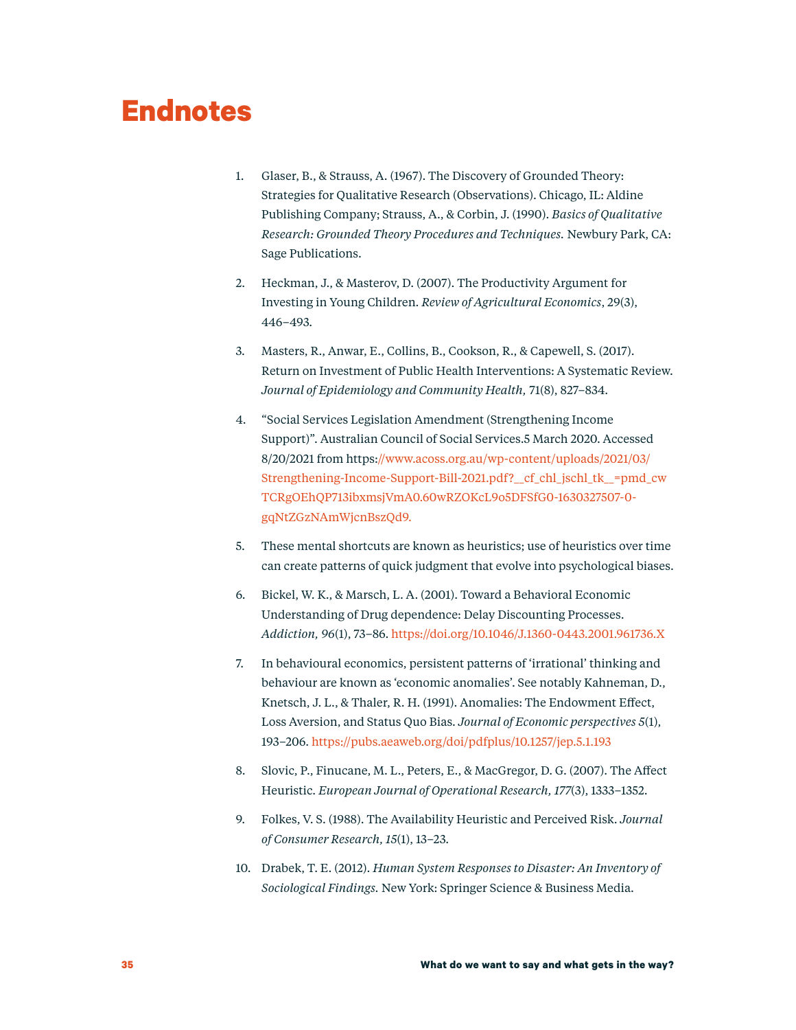# Endnotes

1. Glaser, B., & Strauss, A. (1967). The Discovery of Grounded Theory: Strategies for Qualitative Research (Observations). Chicago, IL: Aldine Publishing Company; Strauss, A., & Corbin, J. (1990). *Basics of Qualitative Research: Grounded Theory Procedures and Techniques.* Newbury Park, CA: Sage Publications.

2. Heckman, J., & Masterov, D. (2007). The Productivity Argument for Investing in Young Children. *Review of Agricultural Economics*, 29(3), 446–493.

3. Masters, R., Anwar, E., Collins, B., Cookson, R., & Capewell, S. (2017). Return on Investment of Public Health Interventions: A Systematic Review. *Journal of Epidemiology and Community Health,* 71(8), 827–834.

4. "Social Services Legislation Amendment (Strengthening Income Support)". Australian Council of Social Services.5 March 2020. Accessed 8/20/2021 from https://www.acoss.org.au/wp-content/uploads/2021/03/Strengthening-Income-Support-Bill-2021.pdf?__cf_chl_jschl_tk__=pmd_cwTCRgOEhQP713ibxmsjVmA0.60wRZOKcL9o5DFSfG0-1630327507-0-gqNtZGzNAmWjcnBszQd9.

5. These mental shortcuts are known as heuristics; use of heuristics over time can create patterns of quick judgment that evolve into psychological biases.

6. Bickel, W. K., & Marsch, L. A. (2001). Toward a Behavioral Economic Understanding of Drug dependence: Delay Discounting Processes. *Addiction, 96*(1), 73–86. https://doi.org/10.1046/J.1360-0443.2001.961736.X

7. In behavioural economics, persistent patterns of 'irrational' thinking and behaviour are known as 'economic anomalies'. See notably Kahneman, D., Knetsch, J. L., & Thaler, R. H. (1991). Anomalies: The Endowment Effect, Loss Aversion, and Status Quo Bias. *Journal of Economic perspectives 5*(1), 193–206. https://pubs.aeaweb.org/doi/pdfplus/10.1257/jep.5.1.193

8. Slovic, P., Finucane, M. L., Peters, E., & MacGregor, D. G. (2007). The Affect Heuristic. *European Journal of Operational Research, 177*(3), 1333–1352.

9. Folkes, V. S. (1988). The Availability Heuristic and Perceived Risk. *Journal of Consumer Research, 15*(1), 13–23.

10. Drabek, T. E. (2012). *Human System Responses to Disaster: An Inventory of Sociological Findings.* New York: Springer Science & Business Media.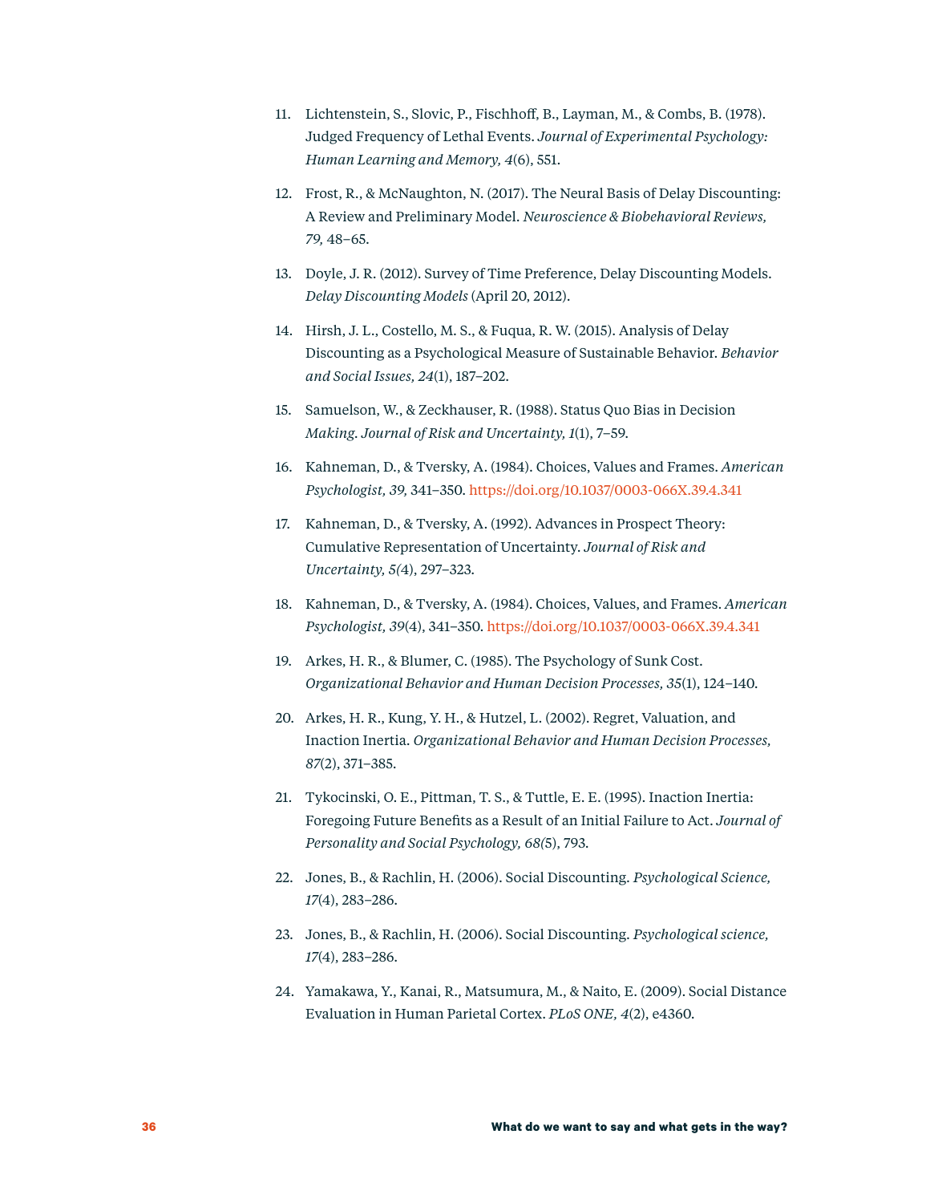11. Lichtenstein, S., Slovic, P., Fischhoff, B., Layman, M., & Combs, B. (1978). Judged Frequency of Lethal Events. *Journal of Experimental Psychology: Human Learning and Memory, 4*(6), 551.

12. Frost, R., & McNaughton, N. (2017). The Neural Basis of Delay Discounting: A Review and Preliminary Model. *Neuroscience & Biobehavioral Reviews, 79,* 48–65.

13. Doyle, J. R. (2012). Survey of Time Preference, Delay Discounting Models. *Delay Discounting Models* (April 20, 2012).

14. Hirsh, J. L., Costello, M. S., & Fuqua, R. W. (2015). Analysis of Delay Discounting as a Psychological Measure of Sustainable Behavior. *Behavior and Social Issues, 24*(1), 187–202.

15. Samuelson, W., & Zeckhauser, R. (1988). Status Quo Bias in Decision *Making. Journal of Risk and Uncertainty, 1*(1), 7–59.

16. Kahneman, D., & Tversky, A. (1984). Choices, Values and Frames. *American Psychologist, 39,* 341–350. https://doi.org/10.1037/0003-066X.39.4.341

17. Kahneman, D., & Tversky, A. (1992). Advances in Prospect Theory: Cumulative Representation of Uncertainty. *Journal of Risk and Uncertainty, 5(*4), 297–323.

18. Kahneman, D., & Tversky, A. (1984). Choices, Values, and Frames. *American Psychologist, 39*(4), 341–350. https://doi.org/10.1037/0003-066X.39.4.341

19. Arkes, H. R., & Blumer, C. (1985). The Psychology of Sunk Cost. *Organizational Behavior and Human Decision Processes, 35*(1), 124–140.

20. Arkes, H. R., Kung, Y. H., & Hutzel, L. (2002). Regret, Valuation, and Inaction Inertia. *Organizational Behavior and Human Decision Processes, 87*(2), 371–385.

21. Tykocinski, O. E., Pittman, T. S., & Tuttle, E. E. (1995). Inaction Inertia: Foregoing Future Benefits as a Result of an Initial Failure to Act. *Journal of Personality and Social Psychology, 68(*5), 793.

22. Jones, B., & Rachlin, H. (2006). Social Discounting. *Psychological Science, 17*(4), 283–286.

23. Jones, B., & Rachlin, H. (2006). Social Discounting. *Psychological science, 17*(4), 283–286.

24. Yamakawa, Y., Kanai, R., Matsumura, M., & Naito, E. (2009). Social Distance Evaluation in Human Parietal Cortex. *PLoS ONE, 4*(2), e4360.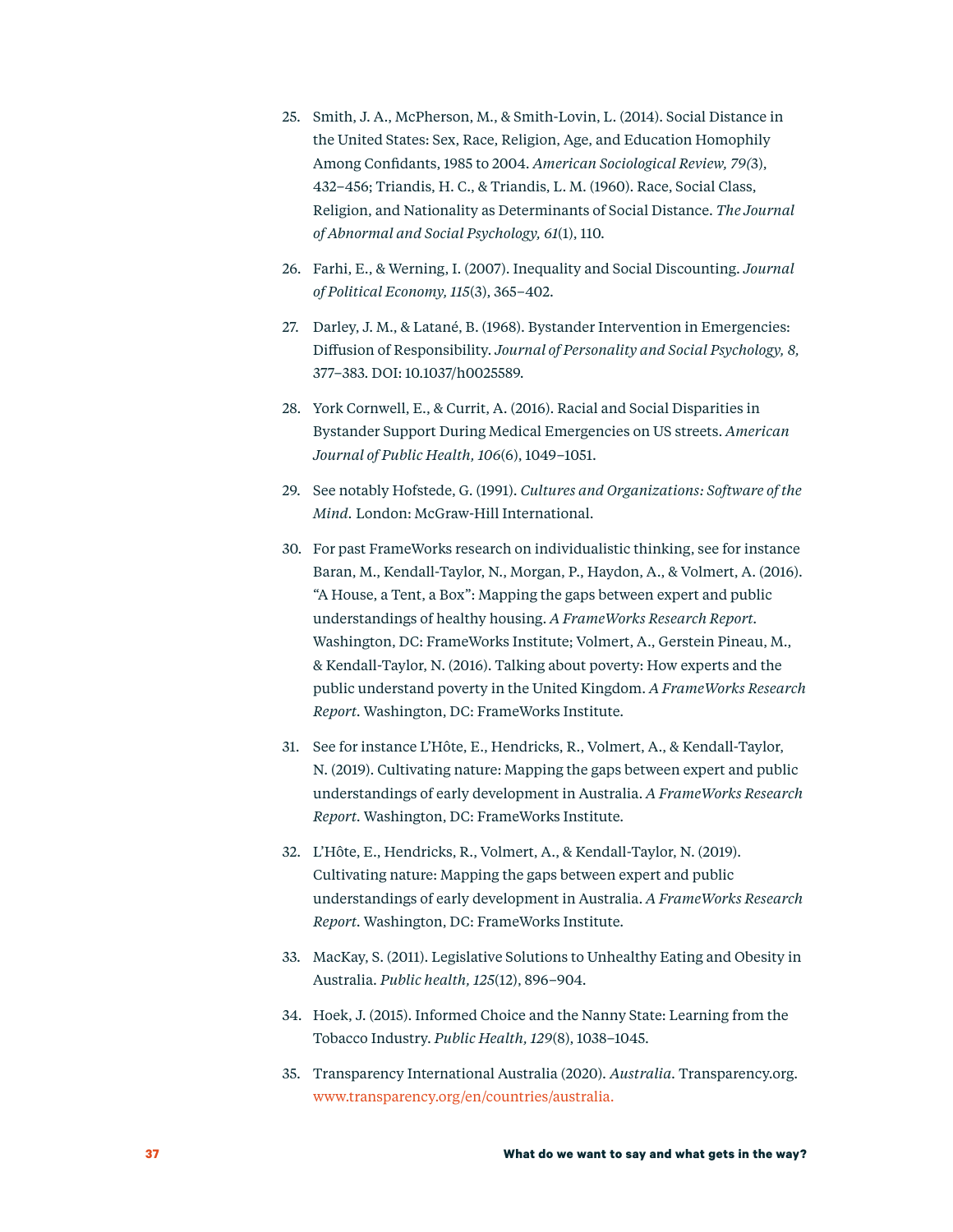25. Smith, J. A., McPherson, M., & Smith-Lovin, L. (2014). Social Distance in the United States: Sex, Race, Religion, Age, and Education Homophily Among Confidants, 1985 to 2004. *American Sociological Review, 79(*3), 432–456; Triandis, H. C., & Triandis, L. M. (1960). Race, Social Class, Religion, and Nationality as Determinants of Social Distance. *The Journal of Abnormal and Social Psychology, 61*(1), 110.

26. Farhi, E., & Werning, I. (2007). Inequality and Social Discounting. *Journal of Political Economy, 115*(3), 365–402.

27. Darley, J. M., & Latané, B. (1968). Bystander Intervention in Emergencies: Diffusion of Responsibility. *Journal of Personality and Social Psychology, 8,* 377–383. DOI: 10.1037/h0025589.

28. York Cornwell, E., & Currit, A. (2016). Racial and Social Disparities in Bystander Support During Medical Emergencies on US streets. *American Journal of Public Health, 106*(6), 1049–1051.

29. See notably Hofstede, G. (1991). *Cultures and Organizations: Software of the Mind.* London: McGraw-Hill International.

30. For past FrameWorks research on individualistic thinking, see for instance Baran, M., Kendall-Taylor, N., Morgan, P., Haydon, A., & Volmert, A. (2016). "A House, a Tent, a Box": Mapping the gaps between expert and public understandings of healthy housing. *A FrameWorks Research Report*. Washington, DC: FrameWorks Institute; Volmert, A., Gerstein Pineau, M., & Kendall-Taylor, N. (2016). Talking about poverty: How experts and the public understand poverty in the United Kingdom. *A FrameWorks Research Report*. Washington, DC: FrameWorks Institute.

31. See for instance L'Hôte, E., Hendricks, R., Volmert, A., & Kendall-Taylor, N. (2019). Cultivating nature: Mapping the gaps between expert and public understandings of early development in Australia. *A FrameWorks Research Report*. Washington, DC: FrameWorks Institute.

32. L'Hôte, E., Hendricks, R., Volmert, A., & Kendall-Taylor, N. (2019). Cultivating nature: Mapping the gaps between expert and public understandings of early development in Australia. *A FrameWorks Research Report*. Washington, DC: FrameWorks Institute.

33. MacKay, S. (2011). Legislative Solutions to Unhealthy Eating and Obesity in Australia. *Public health, 125*(12), 896–904.

34. Hoek, J. (2015). Informed Choice and the Nanny State: Learning from the Tobacco Industry. *Public Health, 129*(8), 1038–1045.

35. Transparency International Australia (2020). *Australia*. Transparency.org. www.transparency.org/en/countries/australia.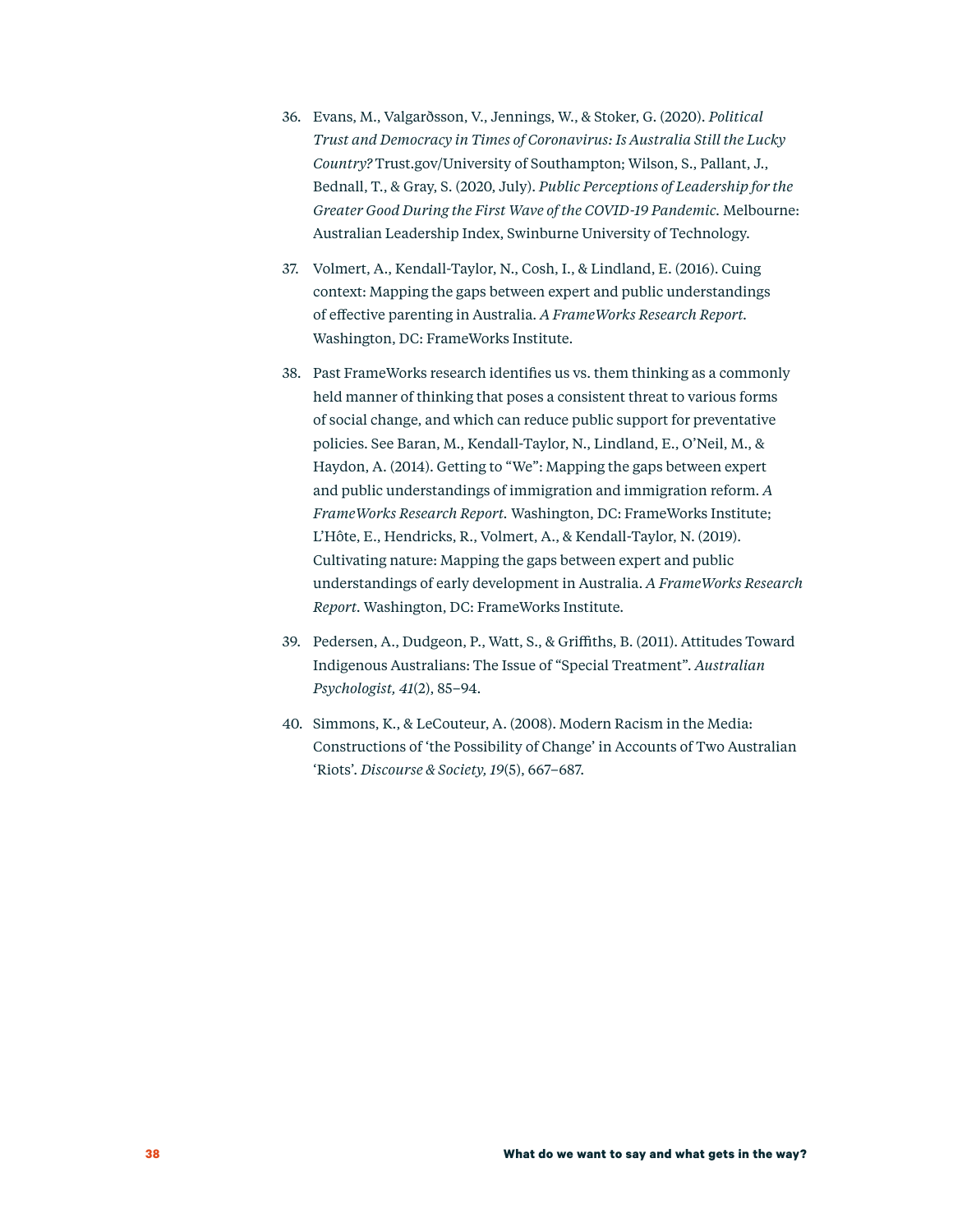36. Evans, M., Valgarðsson, V., Jennings, W., & Stoker, G. (2020). *Political Trust and Democracy in Times of Coronavirus: Is Australia Still the Lucky Country?* Trust.gov/University of Southampton; Wilson, S., Pallant, J., Bednall, T., & Gray, S. (2020, July). *Public Perceptions of Leadership for the Greater Good During the First Wave of the COVID-19 Pandemic.* Melbourne: Australian Leadership Index, Swinburne University of Technology.

37. Volmert, A., Kendall-Taylor, N., Cosh, I., & Lindland, E. (2016). Cuing context: Mapping the gaps between expert and public understandings of effective parenting in Australia. *A FrameWorks Research Report.* Washington, DC: FrameWorks Institute.

38. Past FrameWorks research identifies us vs. them thinking as a commonly held manner of thinking that poses a consistent threat to various forms of social change, and which can reduce public support for preventative policies. See Baran, M., Kendall-Taylor, N., Lindland, E., O'Neil, M., & Haydon, A. (2014). Getting to "We": Mapping the gaps between expert and public understandings of immigration and immigration reform. *A FrameWorks Research Report.* Washington, DC: FrameWorks Institute; L'Hôte, E., Hendricks, R., Volmert, A., & Kendall-Taylor, N. (2019). Cultivating nature: Mapping the gaps between expert and public understandings of early development in Australia. *A FrameWorks Research Report.* Washington, DC: FrameWorks Institute.

39. Pedersen, A., Dudgeon, P., Watt, S., & Griffiths, B. (2011). Attitudes Toward Indigenous Australians: The Issue of "Special Treatment". *Australian Psychologist, 41*(2), 85–94.

40. Simmons, K., & LeCouteur, A. (2008). Modern Racism in the Media: Constructions of 'the Possibility of Change' in Accounts of Two Australian 'Riots'. *Discourse & Society, 19*(5), 667–687.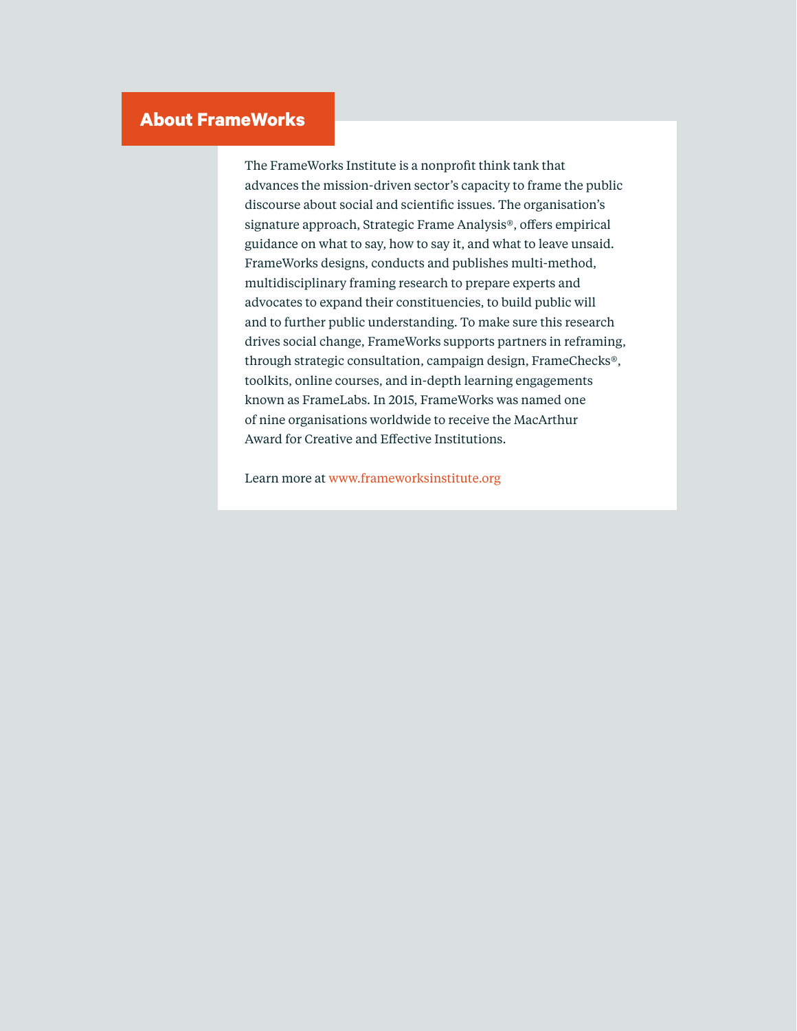## About FrameWorks

The FrameWorks Institute is a nonprofit think tank that advances the mission-driven sector's capacity to frame the public discourse about social and scientific issues. The organisation's signature approach, Strategic Frame Analysis®, offers empirical guidance on what to say, how to say it, and what to leave unsaid. FrameWorks designs, conducts and publishes multi-method, multidisciplinary framing research to prepare experts and advocates to expand their constituencies, to build public will and to further public understanding. To make sure this research drives social change, FrameWorks supports partners in reframing, through strategic consultation, campaign design, FrameChecks®, toolkits, online courses, and in-depth learning engagements known as FrameLabs. In 2015, FrameWorks was named one of nine organisations worldwide to receive the MacArthur Award for Creative and Effective Institutions.

Learn more at www.frameworksinstitute.org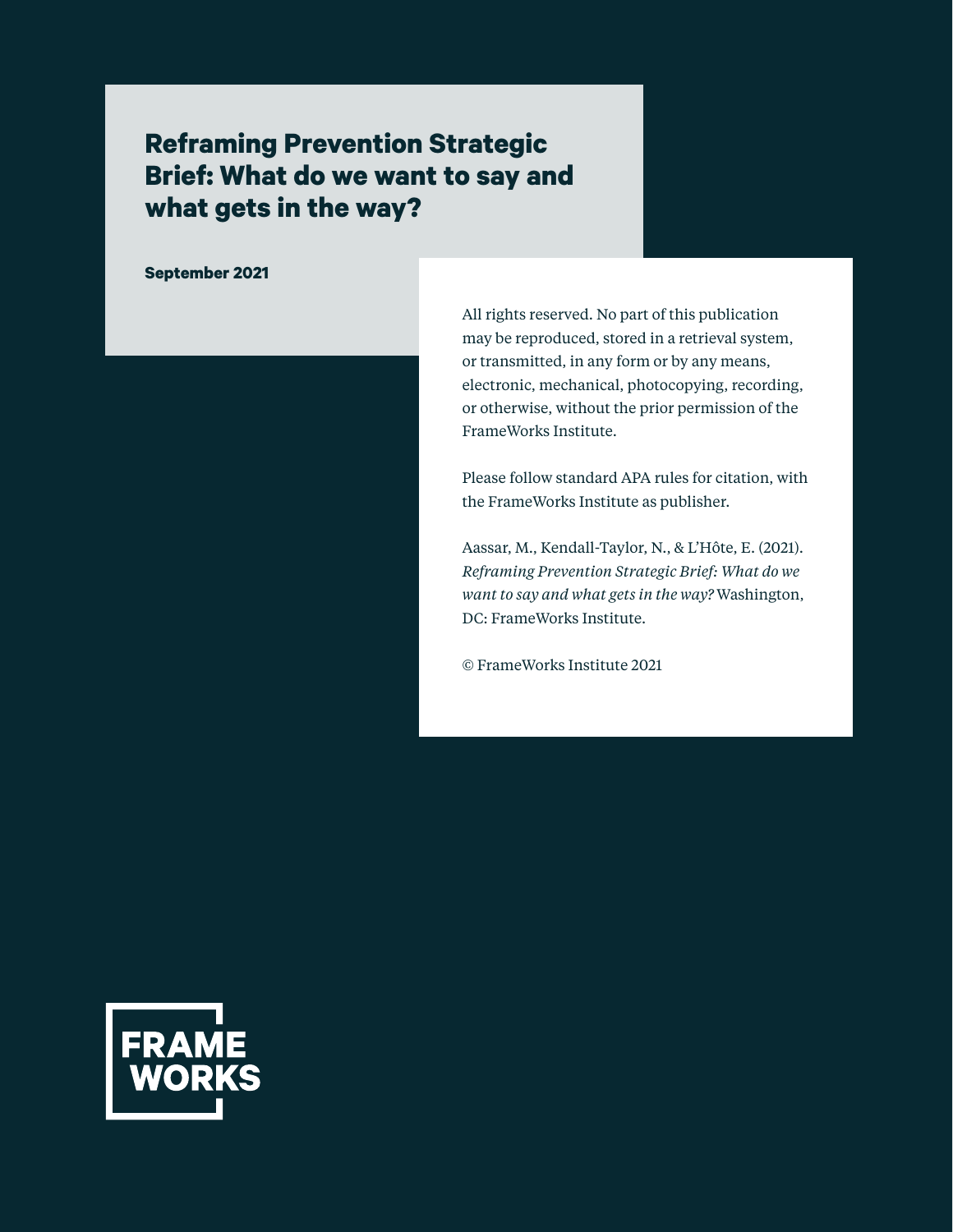# Reframing Prevention Strategic Brief: What do we want to say and what gets in the way?

**September 2021**

All rights reserved. No part of this publication may be reproduced, stored in a retrieval system, or transmitted, in any form or by any means, electronic, mechanical, photocopying, recording, or otherwise, without the prior permission of the FrameWorks Institute.

Please follow standard APA rules for citation, with the FrameWorks Institute as publisher.

Aassar, M., Kendall-Taylor, N., & L'Hôte, E. (2021). *Reframing Prevention Strategic Brief: What do we want to say and what gets in the way?* Washington, DC: FrameWorks Institute.

© FrameWorks Institute 2021

FRAME WORKS